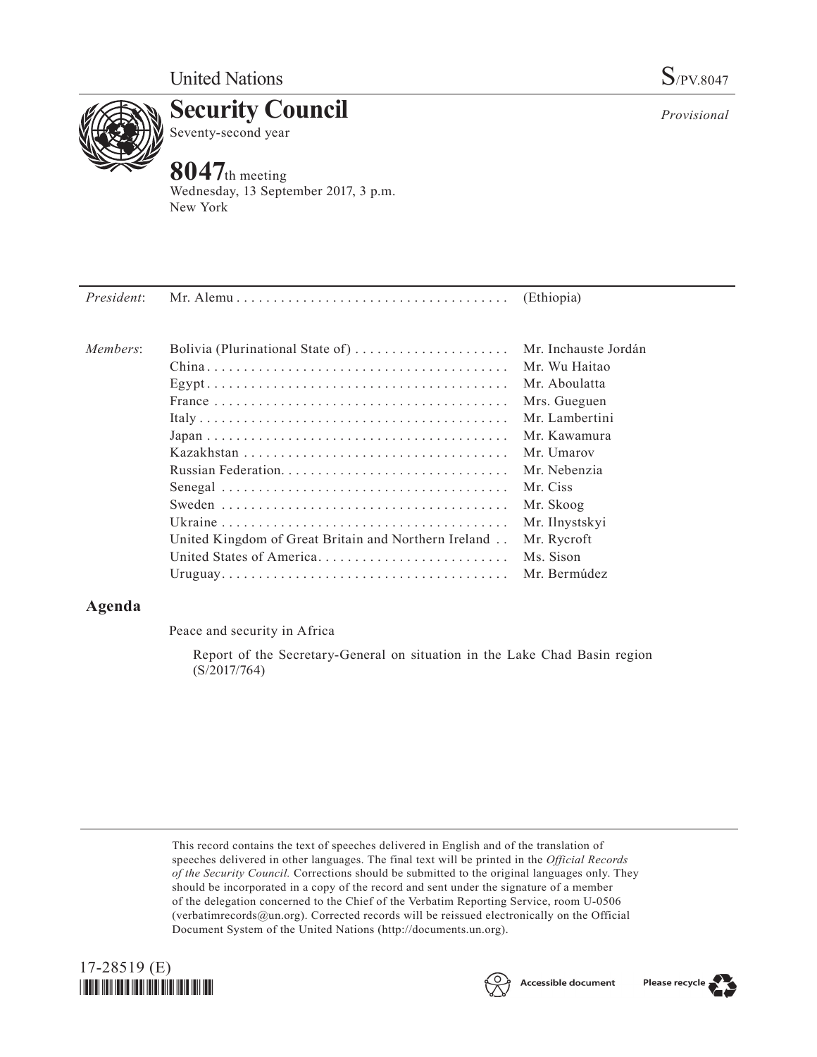United Nations

S/PV.8047

# Security Council

Seventy-second year

*Provisional*

## 8047th meeting

Wednesday, 13 September 2017, 3 p.m.
New York

| | | |
|---|---|---|
| *President*: | Mr. Alemu | (Ethiopia) |
| *Members*: | Bolivia (Plurinational State of) | Mr. Inchauste Jordán |
| | China | Mr. Wu Haitao |
| | Egypt | Mr. Aboulatta |
| | France | Mrs. Gueguen |
| | Italy | Mr. Lambertini |
| | Japan | Mr. Kawamura |
| | Kazakhstan | Mr. Umarov |
| | Russian Federation | Mr. Nebenzia |
| | Senegal | Mr. Ciss |
| | Sweden | Mr. Skoog |
| | Ukraine | Mr. Ilnystskyi |
| | United Kingdom of Great Britain and Northern Ireland | Mr. Rycroft |
| | United States of America | Ms. Sison |
| | Uruguay | Mr. Bermúdez |

## Agenda

Peace and security in Africa

Report of the Secretary-General on situation in the Lake Chad Basin region (S/2017/764)

This record contains the text of speeches delivered in English and of the translation of speeches delivered in other languages. The final text will be printed in the *Official Records of the Security Council*. Corrections should be submitted to the original languages only. They should be incorporated in a copy of the record and sent under the signature of a member of the delegation concerned to the Chief of the Verbatim Reporting Service, room U-0506 (verbatimrecords@un.org). Corrected records will be reissued electronically on the Official Document System of the United Nations (http://documents.un.org).

17-28519 (E)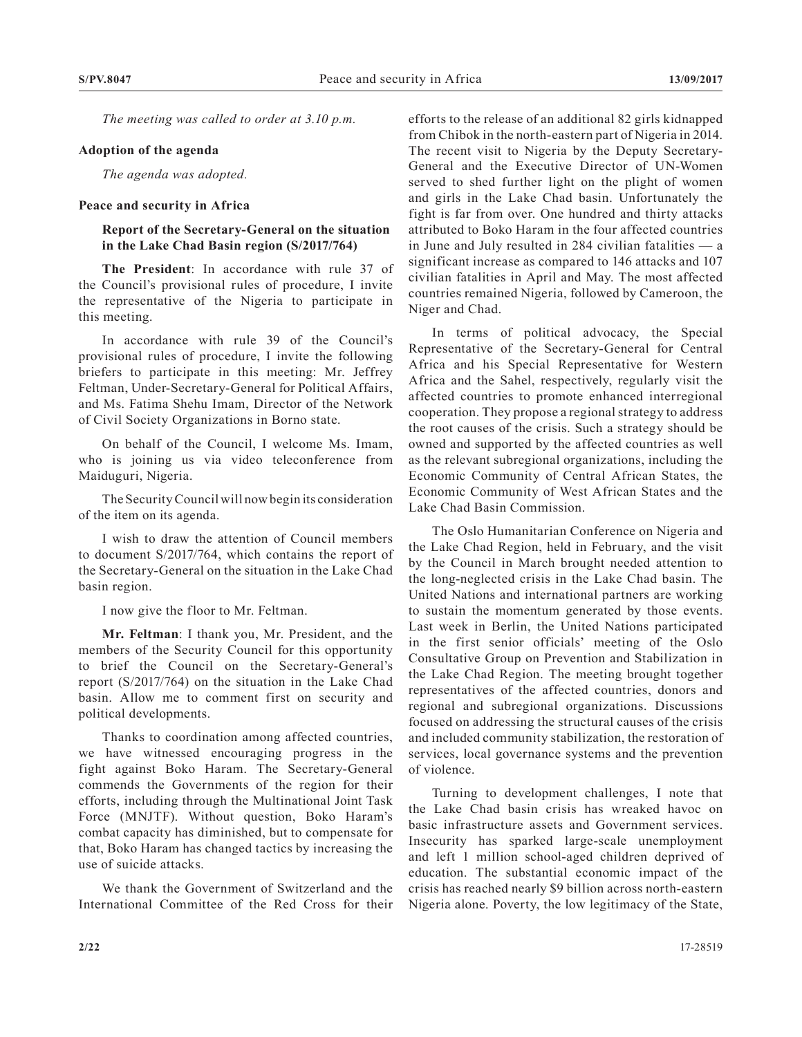*The meeting was called to order at 3.10 p.m.*

**Adoption of the agenda**

*The agenda was adopted.*

**Peace and security in Africa**

**Report of the Secretary-General on the situation in the Lake Chad Basin region (S/2017/764)**

**The President**: In accordance with rule 37 of the Council's provisional rules of procedure, I invite the representative of the Nigeria to participate in this meeting.

In accordance with rule 39 of the Council's provisional rules of procedure, I invite the following briefers to participate in this meeting: Mr. Jeffrey Feltman, Under-Secretary-General for Political Affairs, and Ms. Fatima Shehu Imam, Director of the Network of Civil Society Organizations in Borno state.

On behalf of the Council, I welcome Ms. Imam, who is joining us via video teleconference from Maiduguri, Nigeria.

The Security Council will now begin its consideration of the item on its agenda.

I wish to draw the attention of Council members to document S/2017/764, which contains the report of the Secretary-General on the situation in the Lake Chad basin region.

I now give the floor to Mr. Feltman.

**Mr. Feltman**: I thank you, Mr. President, and the members of the Security Council for this opportunity to brief the Council on the Secretary-General's report (S/2017/764) on the situation in the Lake Chad basin. Allow me to comment first on security and political developments.

Thanks to coordination among affected countries, we have witnessed encouraging progress in the fight against Boko Haram. The Secretary-General commends the Governments of the region for their efforts, including through the Multinational Joint Task Force (MNJTF). Without question, Boko Haram's combat capacity has diminished, but to compensate for that, Boko Haram has changed tactics by increasing the use of suicide attacks.

We thank the Government of Switzerland and the International Committee of the Red Cross for their efforts to the release of an additional 82 girls kidnapped from Chibok in the north-eastern part of Nigeria in 2014. The recent visit to Nigeria by the Deputy Secretary-General and the Executive Director of UN-Women served to shed further light on the plight of women and girls in the Lake Chad basin. Unfortunately the fight is far from over. One hundred and thirty attacks attributed to Boko Haram in the four affected countries in June and July resulted in 284 civilian fatalities — a significant increase as compared to 146 attacks and 107 civilian fatalities in April and May. The most affected countries remained Nigeria, followed by Cameroon, the Niger and Chad.

In terms of political advocacy, the Special Representative of the Secretary-General for Central Africa and his Special Representative for Western Africa and the Sahel, respectively, regularly visit the affected countries to promote enhanced interregional cooperation. They propose a regional strategy to address the root causes of the crisis. Such a strategy should be owned and supported by the affected countries as well as the relevant subregional organizations, including the Economic Community of Central African States, the Economic Community of West African States and the Lake Chad Basin Commission.

The Oslo Humanitarian Conference on Nigeria and the Lake Chad Region, held in February, and the visit by the Council in March brought needed attention to the long-neglected crisis in the Lake Chad basin. The United Nations and international partners are working to sustain the momentum generated by those events. Last week in Berlin, the United Nations participated in the first senior officials' meeting of the Oslo Consultative Group on Prevention and Stabilization in the Lake Chad Region. The meeting brought together representatives of the affected countries, donors and regional and subregional organizations. Discussions focused on addressing the structural causes of the crisis and included community stabilization, the restoration of services, local governance systems and the prevention of violence.

Turning to development challenges, I note that the Lake Chad basin crisis has wreaked havoc on basic infrastructure assets and Government services. Insecurity has sparked large-scale unemployment and left 1 million school-aged children deprived of education. The substantial economic impact of the crisis has reached nearly $9 billion across north-eastern Nigeria alone. Poverty, the low legitimacy of the State,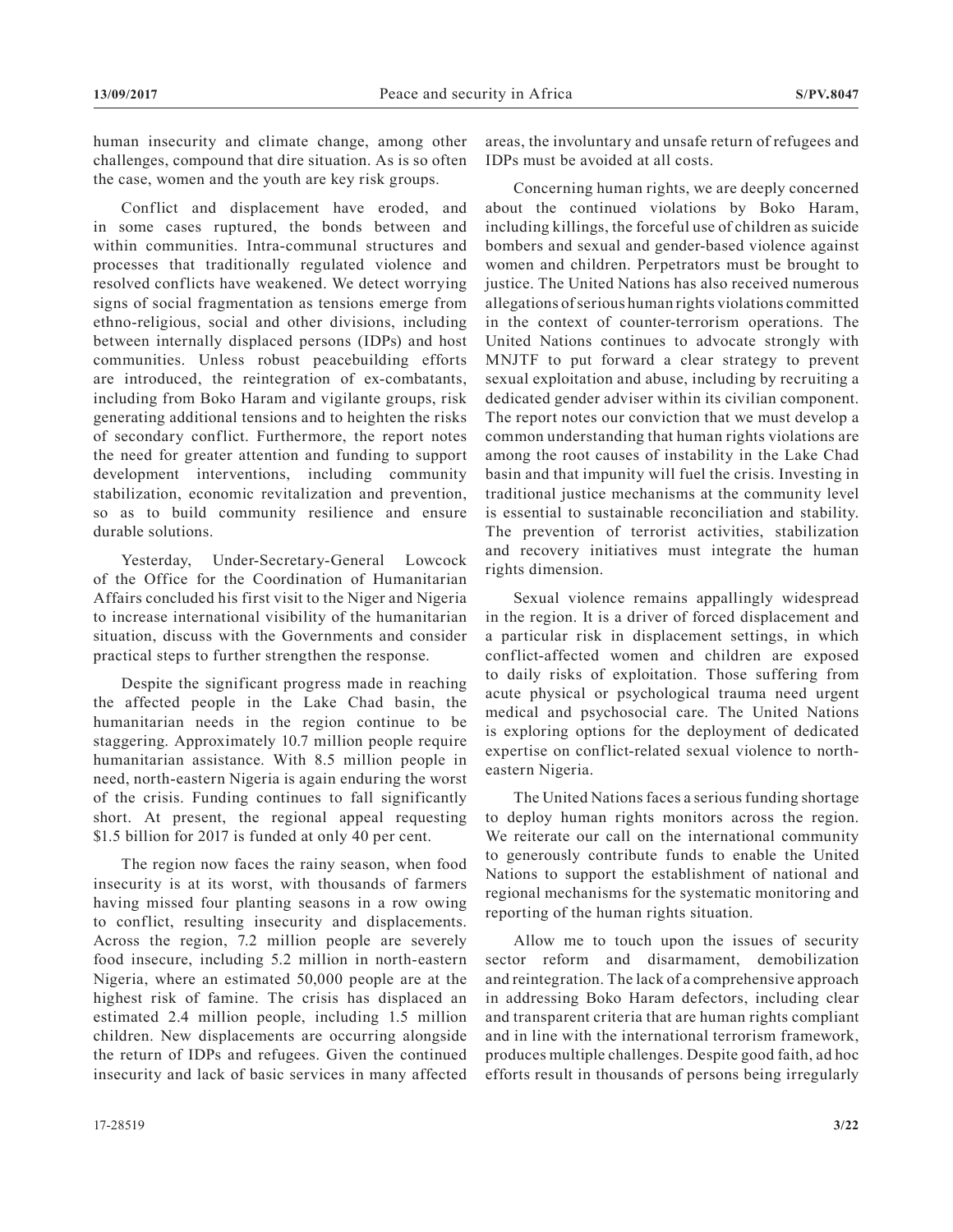human insecurity and climate change, among other challenges, compound that dire situation. As is so often the case, women and the youth are key risk groups.

Conflict and displacement have eroded, and in some cases ruptured, the bonds between and within communities. Intra-communal structures and processes that traditionally regulated violence and resolved conflicts have weakened. We detect worrying signs of social fragmentation as tensions emerge from ethno-religious, social and other divisions, including between internally displaced persons (IDPs) and host communities. Unless robust peacebuilding efforts are introduced, the reintegration of ex-combatants, including from Boko Haram and vigilante groups, risk generating additional tensions and to heighten the risks of secondary conflict. Furthermore, the report notes the need for greater attention and funding to support development interventions, including community stabilization, economic revitalization and prevention, so as to build community resilience and ensure durable solutions.

Yesterday, Under-Secretary-General Lowcock of the Office for the Coordination of Humanitarian Affairs concluded his first visit to the Niger and Nigeria to increase international visibility of the humanitarian situation, discuss with the Governments and consider practical steps to further strengthen the response.

Despite the significant progress made in reaching the affected people in the Lake Chad basin, the humanitarian needs in the region continue to be staggering. Approximately 10.7 million people require humanitarian assistance. With 8.5 million people in need, north-eastern Nigeria is again enduring the worst of the crisis. Funding continues to fall significantly short. At present, the regional appeal requesting $1.5 billion for 2017 is funded at only 40 per cent.

The region now faces the rainy season, when food insecurity is at its worst, with thousands of farmers having missed four planting seasons in a row owing to conflict, resulting insecurity and displacements. Across the region, 7.2 million people are severely food insecure, including 5.2 million in north-eastern Nigeria, where an estimated 50,000 people are at the highest risk of famine. The crisis has displaced an estimated 2.4 million people, including 1.5 million children. New displacements are occurring alongside the return of IDPs and refugees. Given the continued insecurity and lack of basic services in many affected areas, the involuntary and unsafe return of refugees and IDPs must be avoided at all costs.

Concerning human rights, we are deeply concerned about the continued violations by Boko Haram, including killings, the forceful use of children as suicide bombers and sexual and gender-based violence against women and children. Perpetrators must be brought to justice. The United Nations has also received numerous allegations of serious human rights violations committed in the context of counter-terrorism operations. The United Nations continues to advocate strongly with MNJTF to put forward a clear strategy to prevent sexual exploitation and abuse, including by recruiting a dedicated gender adviser within its civilian component. The report notes our conviction that we must develop a common understanding that human rights violations are among the root causes of instability in the Lake Chad basin and that impunity will fuel the crisis. Investing in traditional justice mechanisms at the community level is essential to sustainable reconciliation and stability. The prevention of terrorist activities, stabilization and recovery initiatives must integrate the human rights dimension.

Sexual violence remains appallingly widespread in the region. It is a driver of forced displacement and a particular risk in displacement settings, in which conflict-affected women and children are exposed to daily risks of exploitation. Those suffering from acute physical or psychological trauma need urgent medical and psychosocial care. The United Nations is exploring options for the deployment of dedicated expertise on conflict-related sexual violence to north-eastern Nigeria.

The United Nations faces a serious funding shortage to deploy human rights monitors across the region. We reiterate our call on the international community to generously contribute funds to enable the United Nations to support the establishment of national and regional mechanisms for the systematic monitoring and reporting of the human rights situation.

Allow me to touch upon the issues of security sector reform and disarmament, demobilization and reintegration. The lack of a comprehensive approach in addressing Boko Haram defectors, including clear and transparent criteria that are human rights compliant and in line with the international terrorism framework, produces multiple challenges. Despite good faith, ad hoc efforts result in thousands of persons being irregularly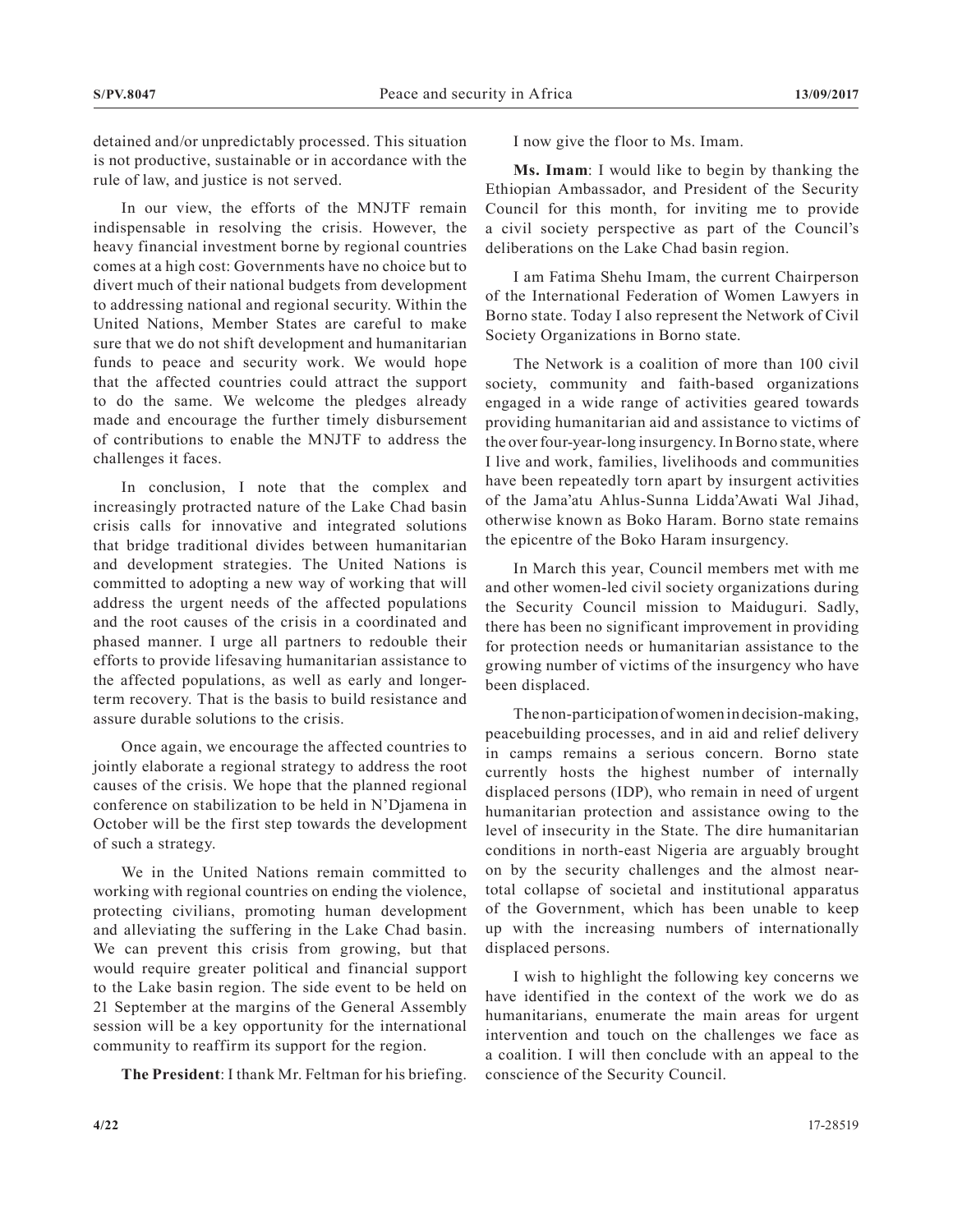detained and/or unpredictably processed. This situation is not productive, sustainable or in accordance with the rule of law, and justice is not served.

In our view, the efforts of the MNJTF remain indispensable in resolving the crisis. However, the heavy financial investment borne by regional countries comes at a high cost: Governments have no choice but to divert much of their national budgets from development to addressing national and regional security. Within the United Nations, Member States are careful to make sure that we do not shift development and humanitarian funds to peace and security work. We would hope that the affected countries could attract the support to do the same. We welcome the pledges already made and encourage the further timely disbursement of contributions to enable the MNJTF to address the challenges it faces.

In conclusion, I note that the complex and increasingly protracted nature of the Lake Chad basin crisis calls for innovative and integrated solutions that bridge traditional divides between humanitarian and development strategies. The United Nations is committed to adopting a new way of working that will address the urgent needs of the affected populations and the root causes of the crisis in a coordinated and phased manner. I urge all partners to redouble their efforts to provide lifesaving humanitarian assistance to the affected populations, as well as early and longer-term recovery. That is the basis to build resistance and assure durable solutions to the crisis.

Once again, we encourage the affected countries to jointly elaborate a regional strategy to address the root causes of the crisis. We hope that the planned regional conference on stabilization to be held in N'Djamena in October will be the first step towards the development of such a strategy.

We in the United Nations remain committed to working with regional countries on ending the violence, protecting civilians, promoting human development and alleviating the suffering in the Lake Chad basin. We can prevent this crisis from growing, but that would require greater political and financial support to the Lake basin region. The side event to be held on 21 September at the margins of the General Assembly session will be a key opportunity for the international community to reaffirm its support for the region.

**The President**: I thank Mr. Feltman for his briefing.

I now give the floor to Ms. Imam.

**Ms. Imam**: I would like to begin by thanking the Ethiopian Ambassador, and President of the Security Council for this month, for inviting me to provide a civil society perspective as part of the Council's deliberations on the Lake Chad basin region.

I am Fatima Shehu Imam, the current Chairperson of the International Federation of Women Lawyers in Borno state. Today I also represent the Network of Civil Society Organizations in Borno state.

The Network is a coalition of more than 100 civil society, community and faith-based organizations engaged in a wide range of activities geared towards providing humanitarian aid and assistance to victims of the over four-year-long insurgency. In Borno state, where I live and work, families, livelihoods and communities have been repeatedly torn apart by insurgent activities of the Jama'atu Ahlus-Sunna Lidda'Awati Wal Jihad, otherwise known as Boko Haram. Borno state remains the epicentre of the Boko Haram insurgency.

In March this year, Council members met with me and other women-led civil society organizations during the Security Council mission to Maiduguri. Sadly, there has been no significant improvement in providing for protection needs or humanitarian assistance to the growing number of victims of the insurgency who have been displaced.

The non-participation of women in decision-making, peacebuilding processes, and in aid and relief delivery in camps remains a serious concern. Borno state currently hosts the highest number of internally displaced persons (IDP), who remain in need of urgent humanitarian protection and assistance owing to the level of insecurity in the State. The dire humanitarian conditions in north-east Nigeria are arguably brought on by the security challenges and the almost near-total collapse of societal and institutional apparatus of the Government, which has been unable to keep up with the increasing numbers of internationally displaced persons.

I wish to highlight the following key concerns we have identified in the context of the work we do as humanitarians, enumerate the main areas for urgent intervention and touch on the challenges we face as a coalition. I will then conclude with an appeal to the conscience of the Security Council.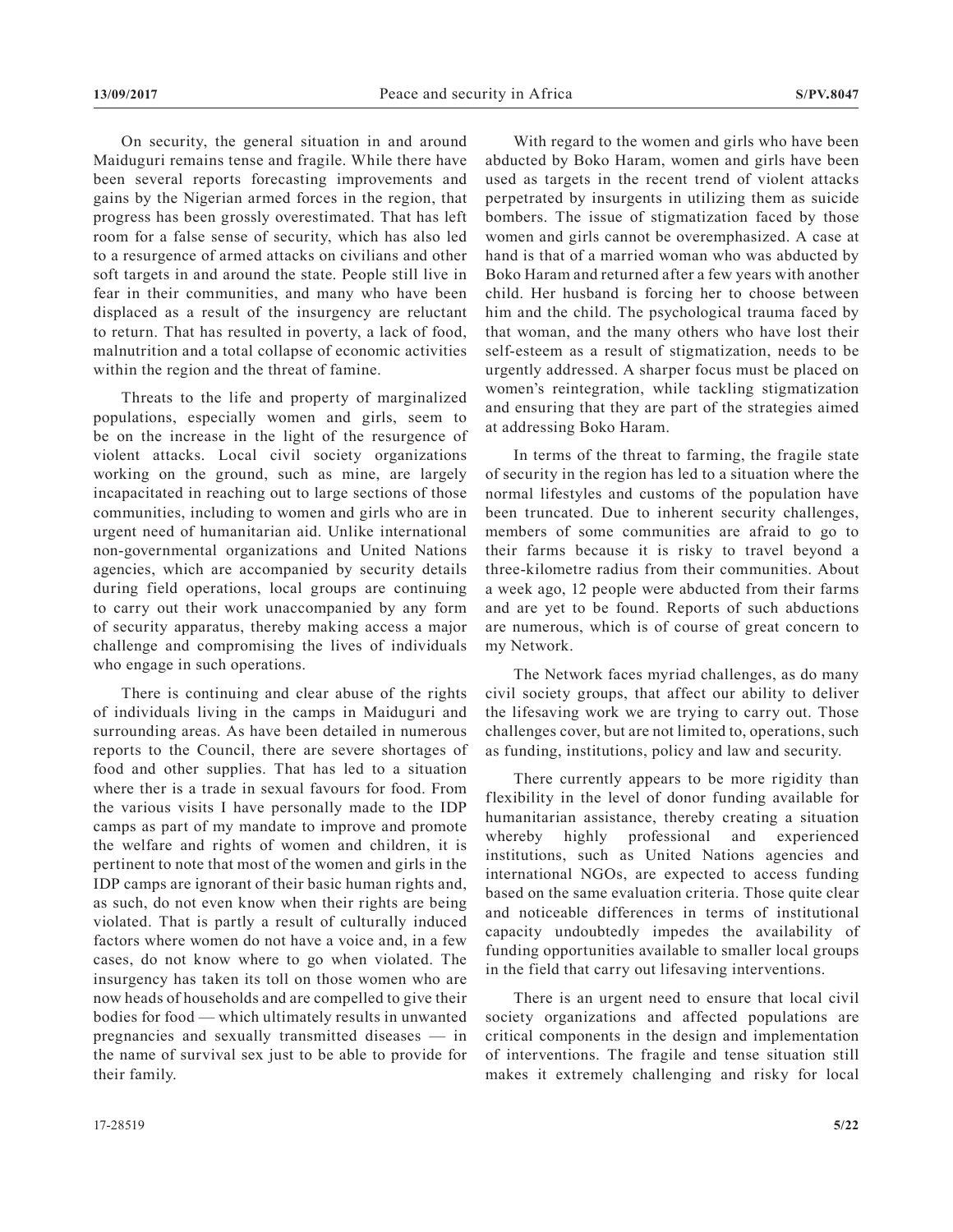On security, the general situation in and around Maiduguri remains tense and fragile. While there have been several reports forecasting improvements and gains by the Nigerian armed forces in the region, that progress has been grossly overestimated. That has left room for a false sense of security, which has also led to a resurgence of armed attacks on civilians and other soft targets in and around the state. People still live in fear in their communities, and many who have been displaced as a result of the insurgency are reluctant to return. That has resulted in poverty, a lack of food, malnutrition and a total collapse of economic activities within the region and the threat of famine.

Threats to the life and property of marginalized populations, especially women and girls, seem to be on the increase in the light of the resurgence of violent attacks. Local civil society organizations working on the ground, such as mine, are largely incapacitated in reaching out to large sections of those communities, including to women and girls who are in urgent need of humanitarian aid. Unlike international non-governmental organizations and United Nations agencies, which are accompanied by security details during field operations, local groups are continuing to carry out their work unaccompanied by any form of security apparatus, thereby making access a major challenge and compromising the lives of individuals who engage in such operations.

There is continuing and clear abuse of the rights of individuals living in the camps in Maiduguri and surrounding areas. As have been detailed in numerous reports to the Council, there are severe shortages of food and other supplies. That has led to a situation where ther is a trade in sexual favours for food. From the various visits I have personally made to the IDP camps as part of my mandate to improve and promote the welfare and rights of women and children, it is pertinent to note that most of the women and girls in the IDP camps are ignorant of their basic human rights and, as such, do not even know when their rights are being violated. That is partly a result of culturally induced factors where women do not have a voice and, in a few cases, do not know where to go when violated. The insurgency has taken its toll on those women who are now heads of households and are compelled to give their bodies for food — which ultimately results in unwanted pregnancies and sexually transmitted diseases — in the name of survival sex just to be able to provide for their family.

With regard to the women and girls who have been abducted by Boko Haram, women and girls have been used as targets in the recent trend of violent attacks perpetrated by insurgents in utilizing them as suicide bombers. The issue of stigmatization faced by those women and girls cannot be overemphasized. A case at hand is that of a married woman who was abducted by Boko Haram and returned after a few years with another child. Her husband is forcing her to choose between him and the child. The psychological trauma faced by that woman, and the many others who have lost their self-esteem as a result of stigmatization, needs to be urgently addressed. A sharper focus must be placed on women's reintegration, while tackling stigmatization and ensuring that they are part of the strategies aimed at addressing Boko Haram.

In terms of the threat to farming, the fragile state of security in the region has led to a situation where the normal lifestyles and customs of the population have been truncated. Due to inherent security challenges, members of some communities are afraid to go to their farms because it is risky to travel beyond a three-kilometre radius from their communities. About a week ago, 12 people were abducted from their farms and are yet to be found. Reports of such abductions are numerous, which is of course of great concern to my Network.

The Network faces myriad challenges, as do many civil society groups, that affect our ability to deliver the lifesaving work we are trying to carry out. Those challenges cover, but are not limited to, operations, such as funding, institutions, policy and law and security.

There currently appears to be more rigidity than flexibility in the level of donor funding available for humanitarian assistance, thereby creating a situation whereby highly professional and experienced institutions, such as United Nations agencies and international NGOs, are expected to access funding based on the same evaluation criteria. Those quite clear and noticeable differences in terms of institutional capacity undoubtedly impedes the availability of funding opportunities available to smaller local groups in the field that carry out lifesaving interventions.

There is an urgent need to ensure that local civil society organizations and affected populations are critical components in the design and implementation of interventions. The fragile and tense situation still makes it extremely challenging and risky for local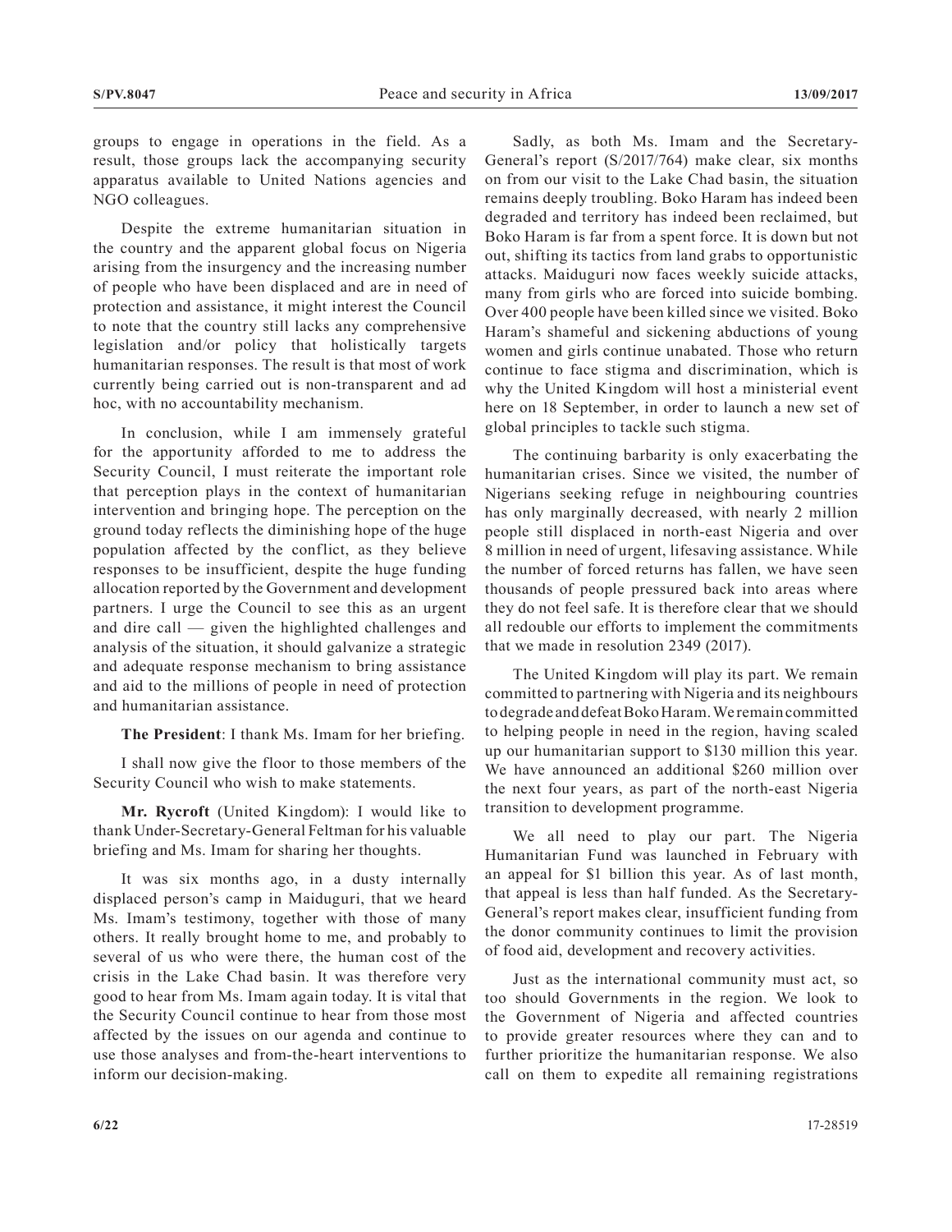groups to engage in operations in the field. As a result, those groups lack the accompanying security apparatus available to United Nations agencies and NGO colleagues.

Despite the extreme humanitarian situation in the country and the apparent global focus on Nigeria arising from the insurgency and the increasing number of people who have been displaced and are in need of protection and assistance, it might interest the Council to note that the country still lacks any comprehensive legislation and/or policy that holistically targets humanitarian responses. The result is that most of work currently being carried out is non-transparent and ad hoc, with no accountability mechanism.

In conclusion, while I am immensely grateful for the opportunity afforded to me to address the Security Council, I must reiterate the important role that perception plays in the context of humanitarian intervention and bringing hope. The perception on the ground today reflects the diminishing hope of the huge population affected by the conflict, as they believe responses to be insufficient, despite the huge funding allocation reported by the Government and development partners. I urge the Council to see this as an urgent and dire call — given the highlighted challenges and analysis of the situation, it should galvanize a strategic and adequate response mechanism to bring assistance and aid to the millions of people in need of protection and humanitarian assistance.

**The President**: I thank Ms. Imam for her briefing.

I shall now give the floor to those members of the Security Council who wish to make statements.

**Mr. Rycroft** (United Kingdom): I would like to thank Under-Secretary-General Feltman for his valuable briefing and Ms. Imam for sharing her thoughts.

It was six months ago, in a dusty internally displaced person's camp in Maiduguri, that we heard Ms. Imam's testimony, together with those of many others. It really brought home to me, and probably to several of us who were there, the human cost of the crisis in the Lake Chad basin. It was therefore very good to hear from Ms. Imam again today. It is vital that the Security Council continue to hear from those most affected by the issues on our agenda and continue to use those analyses and from-the-heart interventions to inform our decision-making.

Sadly, as both Ms. Imam and the Secretary-General's report (S/2017/764) make clear, six months on from our visit to the Lake Chad basin, the situation remains deeply troubling. Boko Haram has indeed been degraded and territory has indeed been reclaimed, but Boko Haram is far from a spent force. It is down but not out, shifting its tactics from land grabs to opportunistic attacks. Maiduguri now faces weekly suicide attacks, many from girls who are forced into suicide bombing. Over 400 people have been killed since we visited. Boko Haram's shameful and sickening abductions of young women and girls continue unabated. Those who return continue to face stigma and discrimination, which is why the United Kingdom will host a ministerial event here on 18 September, in order to launch a new set of global principles to tackle such stigma.

The continuing barbarity is only exacerbating the humanitarian crises. Since we visited, the number of Nigerians seeking refuge in neighbouring countries has only marginally decreased, with nearly 2 million people still displaced in north-east Nigeria and over 8 million in need of urgent, lifesaving assistance. While the number of forced returns has fallen, we have seen thousands of people pressured back into areas where they do not feel safe. It is therefore clear that we should all redouble our efforts to implement the commitments that we made in resolution 2349 (2017).

The United Kingdom will play its part. We remain committed to partnering with Nigeria and its neighbours to degrade and defeat Boko Haram. We remain committed to helping people in need in the region, having scaled up our humanitarian support to \$130 million this year. We have announced an additional \$260 million over the next four years, as part of the north-east Nigeria transition to development programme.

We all need to play our part. The Nigeria Humanitarian Fund was launched in February with an appeal for \$1 billion this year. As of last month, that appeal is less than half funded. As the Secretary-General's report makes clear, insufficient funding from the donor community continues to limit the provision of food aid, development and recovery activities.

Just as the international community must act, so too should Governments in the region. We look to the Government of Nigeria and affected countries to provide greater resources where they can and to further prioritize the humanitarian response. We also call on them to expedite all remaining registrations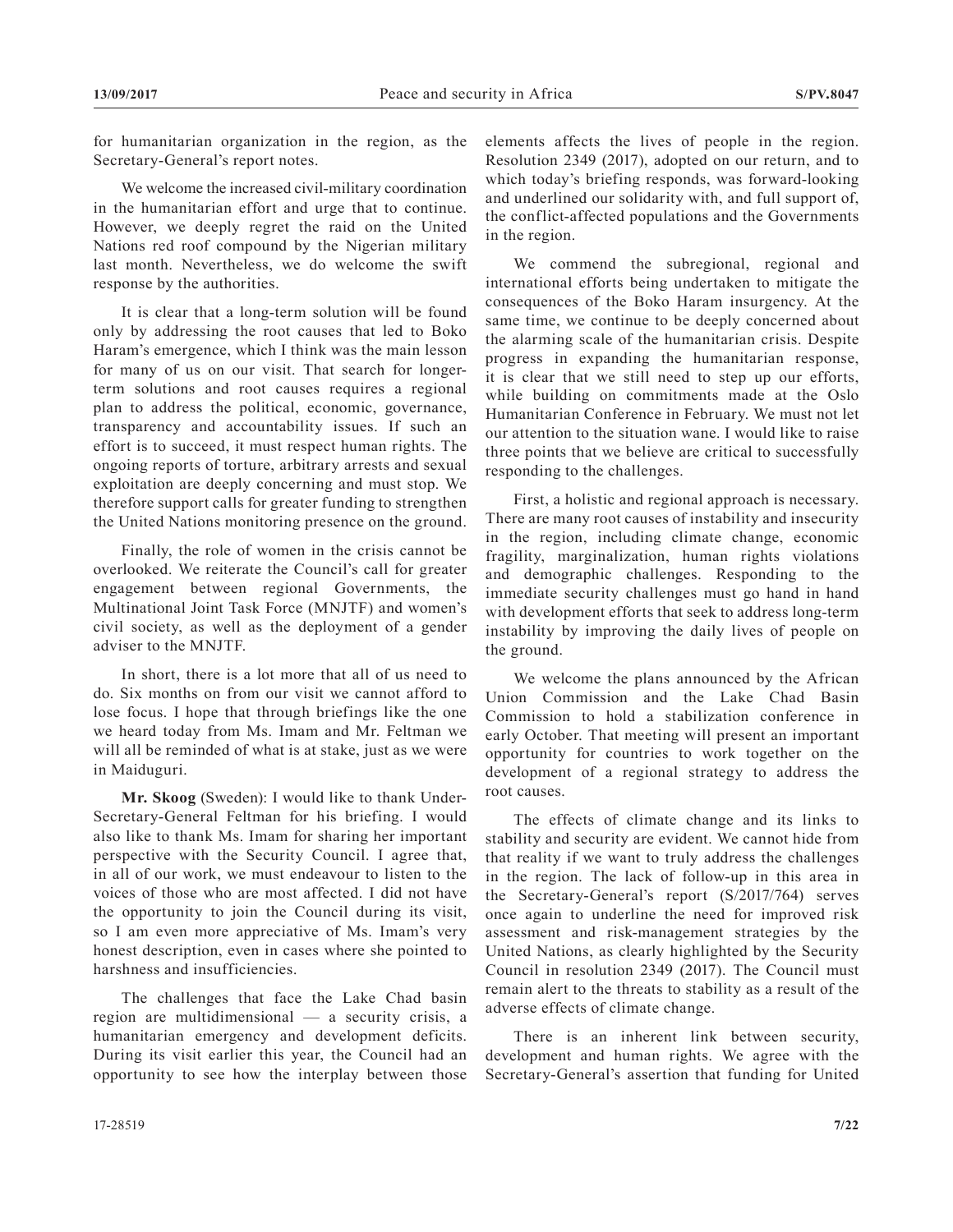for humanitarian organization in the region, as the Secretary-General's report notes.

We welcome the increased civil-military coordination in the humanitarian effort and urge that to continue. However, we deeply regret the raid on the United Nations red roof compound by the Nigerian military last month. Nevertheless, we do welcome the swift response by the authorities.

It is clear that a long-term solution will be found only by addressing the root causes that led to Boko Haram's emergence, which I think was the main lesson for many of us on our visit. That search for longer-term solutions and root causes requires a regional plan to address the political, economic, governance, transparency and accountability issues. If such an effort is to succeed, it must respect human rights. The ongoing reports of torture, arbitrary arrests and sexual exploitation are deeply concerning and must stop. We therefore support calls for greater funding to strengthen the United Nations monitoring presence on the ground.

Finally, the role of women in the crisis cannot be overlooked. We reiterate the Council's call for greater engagement between regional Governments, the Multinational Joint Task Force (MNJTF) and women's civil society, as well as the deployment of a gender adviser to the MNJTF.

In short, there is a lot more that all of us need to do. Six months on from our visit we cannot afford to lose focus. I hope that through briefings like the one we heard today from Ms. Imam and Mr. Feltman we will all be reminded of what is at stake, just as we were in Maiduguri.

**Mr. Skoog** (Sweden): I would like to thank Under-Secretary-General Feltman for his briefing. I would also like to thank Ms. Imam for sharing her important perspective with the Security Council. I agree that, in all of our work, we must endeavour to listen to the voices of those who are most affected. I did not have the opportunity to join the Council during its visit, so I am even more appreciative of Ms. Imam's very honest description, even in cases where she pointed to harshness and insufficiencies.

The challenges that face the Lake Chad basin region are multidimensional — a security crisis, a humanitarian emergency and development deficits. During its visit earlier this year, the Council had an opportunity to see how the interplay between those elements affects the lives of people in the region. Resolution 2349 (2017), adopted on our return, and to which today's briefing responds, was forward-looking and underlined our solidarity with, and full support of, the conflict-affected populations and the Governments in the region.

We commend the subregional, regional and international efforts being undertaken to mitigate the consequences of the Boko Haram insurgency. At the same time, we continue to be deeply concerned about the alarming scale of the humanitarian crisis. Despite progress in expanding the humanitarian response, it is clear that we still need to step up our efforts, while building on commitments made at the Oslo Humanitarian Conference in February. We must not let our attention to the situation wane. I would like to raise three points that we believe are critical to successfully responding to the challenges.

First, a holistic and regional approach is necessary. There are many root causes of instability and insecurity in the region, including climate change, economic fragility, marginalization, human rights violations and demographic challenges. Responding to the immediate security challenges must go hand in hand with development efforts that seek to address long-term instability by improving the daily lives of people on the ground.

We welcome the plans announced by the African Union Commission and the Lake Chad Basin Commission to hold a stabilization conference in early October. That meeting will present an important opportunity for countries to work together on the development of a regional strategy to address the root causes.

The effects of climate change and its links to stability and security are evident. We cannot hide from that reality if we want to truly address the challenges in the region. The lack of follow-up in this area in the Secretary-General's report (S/2017/764) serves once again to underline the need for improved risk assessment and risk-management strategies by the United Nations, as clearly highlighted by the Security Council in resolution 2349 (2017). The Council must remain alert to the threats to stability as a result of the adverse effects of climate change.

There is an inherent link between security, development and human rights. We agree with the Secretary-General's assertion that funding for United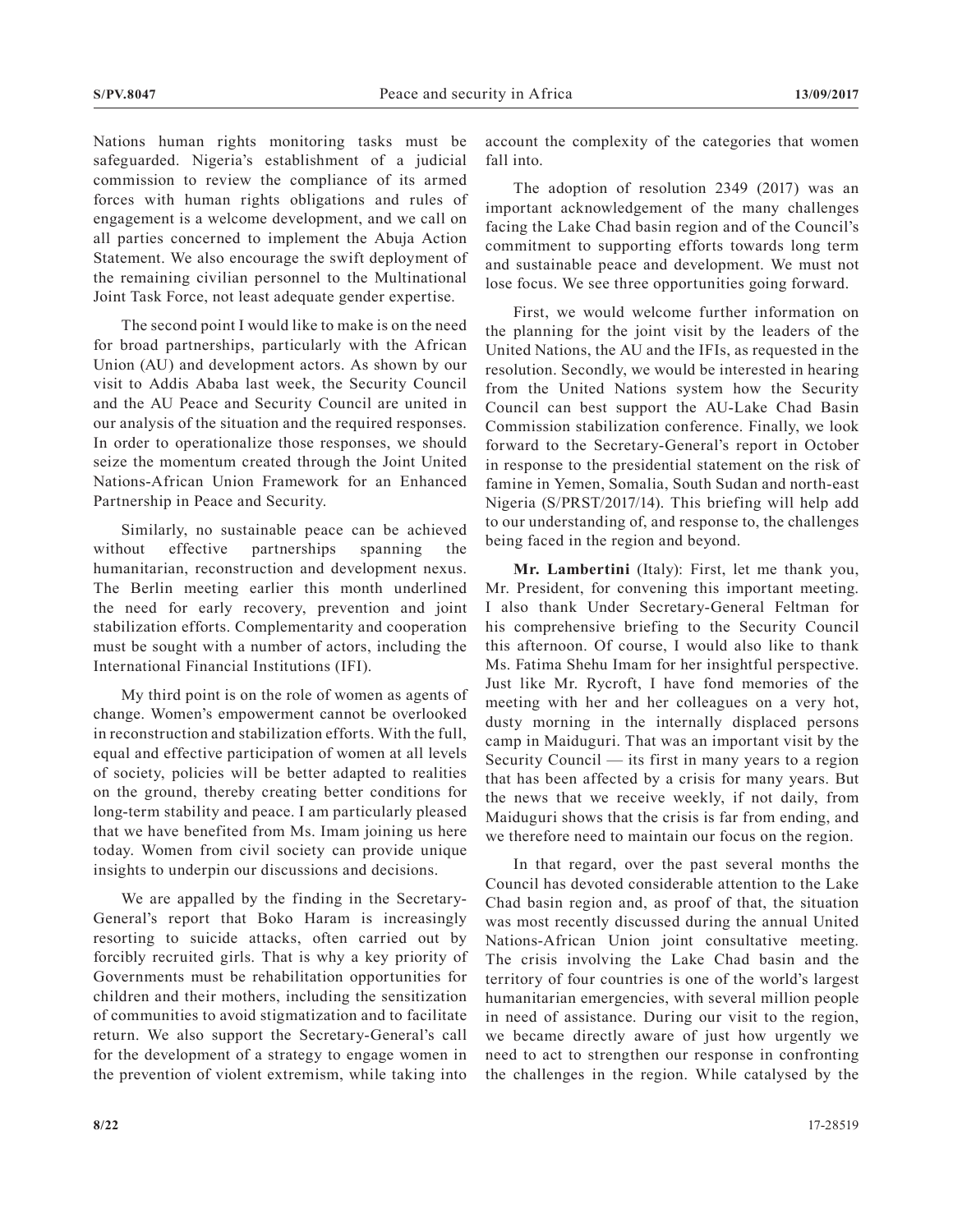Nations human rights monitoring tasks must be safeguarded. Nigeria's establishment of a judicial commission to review the compliance of its armed forces with human rights obligations and rules of engagement is a welcome development, and we call on all parties concerned to implement the Abuja Action Statement. We also encourage the swift deployment of the remaining civilian personnel to the Multinational Joint Task Force, not least adequate gender expertise.

The second point I would like to make is on the need for broad partnerships, particularly with the African Union (AU) and development actors. As shown by our visit to Addis Ababa last week, the Security Council and the AU Peace and Security Council are united in our analysis of the situation and the required responses. In order to operationalize those responses, we should seize the momentum created through the Joint United Nations-African Union Framework for an Enhanced Partnership in Peace and Security.

Similarly, no sustainable peace can be achieved without effective partnerships spanning the humanitarian, reconstruction and development nexus. The Berlin meeting earlier this month underlined the need for early recovery, prevention and joint stabilization efforts. Complementarity and cooperation must be sought with a number of actors, including the International Financial Institutions (IFI).

My third point is on the role of women as agents of change. Women's empowerment cannot be overlooked in reconstruction and stabilization efforts. With the full, equal and effective participation of women at all levels of society, policies will be better adapted to realities on the ground, thereby creating better conditions for long-term stability and peace. I am particularly pleased that we have benefited from Ms. Imam joining us here today. Women from civil society can provide unique insights to underpin our discussions and decisions.

We are appalled by the finding in the Secretary-General's report that Boko Haram is increasingly resorting to suicide attacks, often carried out by forcibly recruited girls. That is why a key priority of Governments must be rehabilitation opportunities for children and their mothers, including the sensitization of communities to avoid stigmatization and to facilitate return. We also support the Secretary-General's call for the development of a strategy to engage women in the prevention of violent extremism, while taking into account the complexity of the categories that women fall into.

The adoption of resolution 2349 (2017) was an important acknowledgement of the many challenges facing the Lake Chad basin region and of the Council's commitment to supporting efforts towards long term and sustainable peace and development. We must not lose focus. We see three opportunities going forward.

First, we would welcome further information on the planning for the joint visit by the leaders of the United Nations, the AU and the IFIs, as requested in the resolution. Secondly, we would be interested in hearing from the United Nations system how the Security Council can best support the AU-Lake Chad Basin Commission stabilization conference. Finally, we look forward to the Secretary-General's report in October in response to the presidential statement on the risk of famine in Yemen, Somalia, South Sudan and north-east Nigeria (S/PRST/2017/14). This briefing will help add to our understanding of, and response to, the challenges being faced in the region and beyond.

**Mr. Lambertini** (Italy): First, let me thank you, Mr. President, for convening this important meeting. I also thank Under Secretary-General Feltman for his comprehensive briefing to the Security Council this afternoon. Of course, I would also like to thank Ms. Fatima Shehu Imam for her insightful perspective. Just like Mr. Rycroft, I have fond memories of the meeting with her and her colleagues on a very hot, dusty morning in the internally displaced persons camp in Maiduguri. That was an important visit by the Security Council — its first in many years to a region that has been affected by a crisis for many years. But the news that we receive weekly, if not daily, from Maiduguri shows that the crisis is far from ending, and we therefore need to maintain our focus on the region.

In that regard, over the past several months the Council has devoted considerable attention to the Lake Chad basin region and, as proof of that, the situation was most recently discussed during the annual United Nations-African Union joint consultative meeting. The crisis involving the Lake Chad basin and the territory of four countries is one of the world's largest humanitarian emergencies, with several million people in need of assistance. During our visit to the region, we became directly aware of just how urgently we need to act to strengthen our response in confronting the challenges in the region. While catalysed by the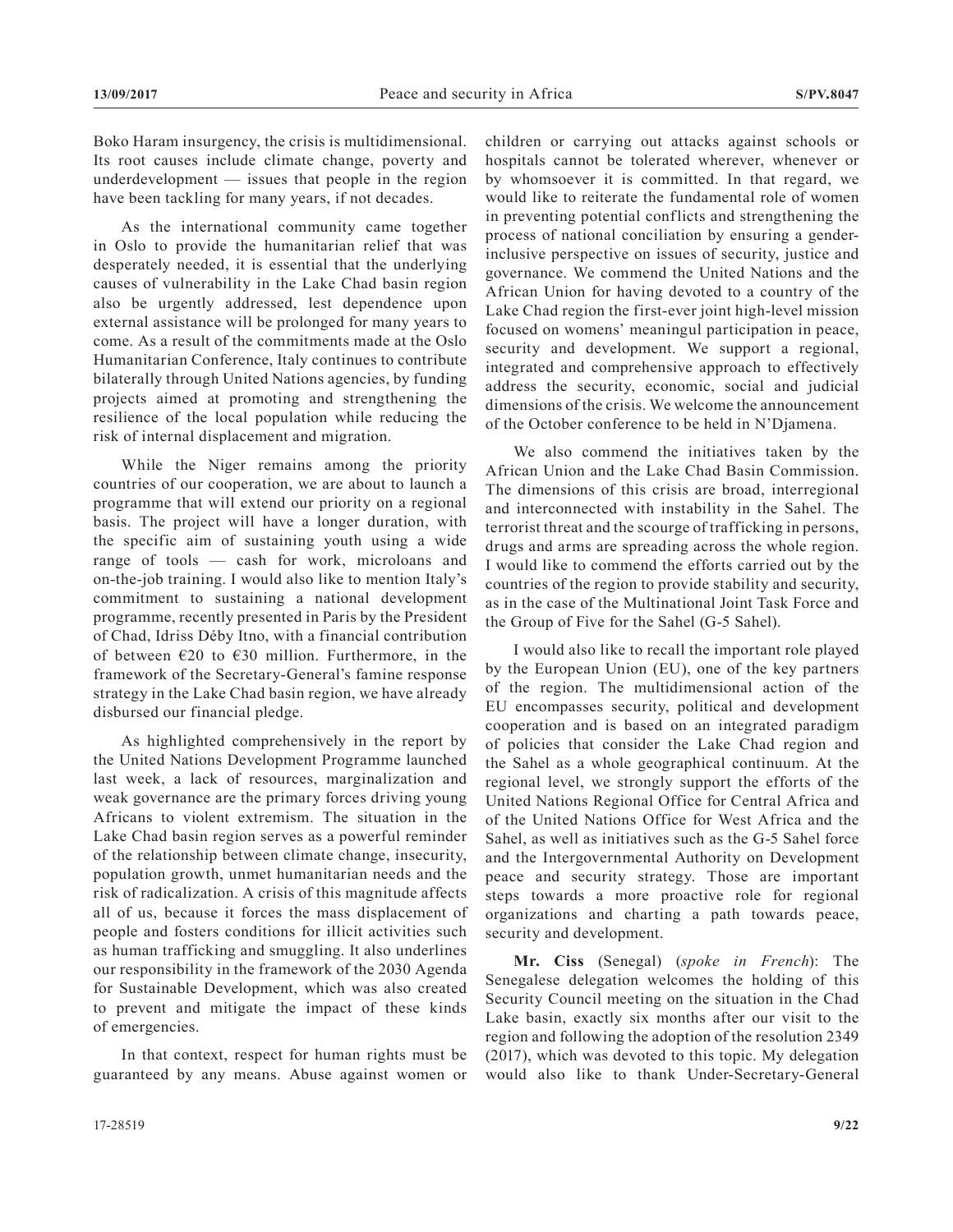Boko Haram insurgency, the crisis is multidimensional. Its root causes include climate change, poverty and underdevelopment — issues that people in the region have been tackling for many years, if not decades.

As the international community came together in Oslo to provide the humanitarian relief that was desperately needed, it is essential that the underlying causes of vulnerability in the Lake Chad basin region also be urgently addressed, lest dependence upon external assistance will be prolonged for many years to come. As a result of the commitments made at the Oslo Humanitarian Conference, Italy continues to contribute bilaterally through United Nations agencies, by funding projects aimed at promoting and strengthening the resilience of the local population while reducing the risk of internal displacement and migration.

While the Niger remains among the priority countries of our cooperation, we are about to launch a programme that will extend our priority on a regional basis. The project will have a longer duration, with the specific aim of sustaining youth using a wide range of tools — cash for work, microloans and on-the-job training. I would also like to mention Italy's commitment to sustaining a national development programme, recently presented in Paris by the President of Chad, Idriss Déby Itno, with a financial contribution of between €20 to €30 million. Furthermore, in the framework of the Secretary-General's famine response strategy in the Lake Chad basin region, we have already disbursed our financial pledge.

As highlighted comprehensively in the report by the United Nations Development Programme launched last week, a lack of resources, marginalization and weak governance are the primary forces driving young Africans to violent extremism. The situation in the Lake Chad basin region serves as a powerful reminder of the relationship between climate change, insecurity, population growth, unmet humanitarian needs and the risk of radicalization. A crisis of this magnitude affects all of us, because it forces the mass displacement of people and fosters conditions for illicit activities such as human trafficking and smuggling. It also underlines our responsibility in the framework of the 2030 Agenda for Sustainable Development, which was also created to prevent and mitigate the impact of these kinds of emergencies.

In that context, respect for human rights must be guaranteed by any means. Abuse against women or children or carrying out attacks against schools or hospitals cannot be tolerated wherever, whenever or by whomsoever it is committed. In that regard, we would like to reiterate the fundamental role of women in preventing potential conflicts and strengthening the process of national conciliation by ensuring a gender-inclusive perspective on issues of security, justice and governance. We commend the United Nations and the African Union for having devoted to a country of the Lake Chad region the first-ever joint high-level mission focused on womens' meaningul participation in peace, security and development. We support a regional, integrated and comprehensive approach to effectively address the security, economic, social and judicial dimensions of the crisis. We welcome the announcement of the October conference to be held in N'Djamena.

We also commend the initiatives taken by the African Union and the Lake Chad Basin Commission. The dimensions of this crisis are broad, interregional and interconnected with instability in the Sahel. The terrorist threat and the scourge of trafficking in persons, drugs and arms are spreading across the whole region. I would like to commend the efforts carried out by the countries of the region to provide stability and security, as in the case of the Multinational Joint Task Force and the Group of Five for the Sahel (G-5 Sahel).

I would also like to recall the important role played by the European Union (EU), one of the key partners of the region. The multidimensional action of the EU encompasses security, political and development cooperation and is based on an integrated paradigm of policies that consider the Lake Chad region and the Sahel as a whole geographical continuum. At the regional level, we strongly support the efforts of the United Nations Regional Office for Central Africa and of the United Nations Office for West Africa and the Sahel, as well as initiatives such as the G-5 Sahel force and the Intergovernmental Authority on Development peace and security strategy. Those are important steps towards a more proactive role for regional organizations and charting a path towards peace, security and development.

**Mr. Ciss** (Senegal) (*spoke in French*): The Senegalese delegation welcomes the holding of this Security Council meeting on the situation in the Chad Lake basin, exactly six months after our visit to the region and following the adoption of the resolution 2349 (2017), which was devoted to this topic. My delegation would also like to thank Under-Secretary-General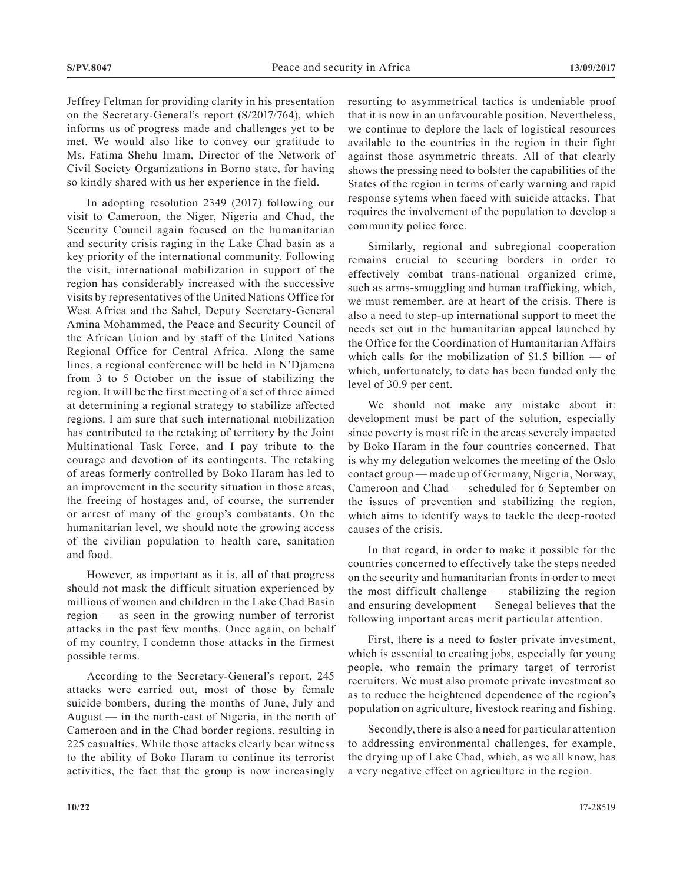Jeffrey Feltman for providing clarity in his presentation on the Secretary-General's report (S/2017/764), which informs us of progress made and challenges yet to be met. We would also like to convey our gratitude to Ms. Fatima Shehu Imam, Director of the Network of Civil Society Organizations in Borno state, for having so kindly shared with us her experience in the field.

In adopting resolution 2349 (2017) following our visit to Cameroon, the Niger, Nigeria and Chad, the Security Council again focused on the humanitarian and security crisis raging in the Lake Chad basin as a key priority of the international community. Following the visit, international mobilization in support of the region has considerably increased with the successive visits by representatives of the United Nations Office for West Africa and the Sahel, Deputy Secretary-General Amina Mohammed, the Peace and Security Council of the African Union and by staff of the United Nations Regional Office for Central Africa. Along the same lines, a regional conference will be held in N'Djamena from 3 to 5 October on the issue of stabilizing the region. It will be the first meeting of a set of three aimed at determining a regional strategy to stabilize affected regions. I am sure that such international mobilization has contributed to the retaking of territory by the Joint Multinational Task Force, and I pay tribute to the courage and devotion of its contingents. The retaking of areas formerly controlled by Boko Haram has led to an improvement in the security situation in those areas, the freeing of hostages and, of course, the surrender or arrest of many of the group's combatants. On the humanitarian level, we should note the growing access of the civilian population to health care, sanitation and food.

However, as important as it is, all of that progress should not mask the difficult situation experienced by millions of women and children in the Lake Chad Basin region — as seen in the growing number of terrorist attacks in the past few months. Once again, on behalf of my country, I condemn those attacks in the firmest possible terms.

According to the Secretary-General's report, 245 attacks were carried out, most of those by female suicide bombers, during the months of June, July and August — in the north-east of Nigeria, in the north of Cameroon and in the Chad border regions, resulting in 225 casualties. While those attacks clearly bear witness to the ability of Boko Haram to continue its terrorist activities, the fact that the group is now increasingly resorting to asymmetrical tactics is undeniable proof that it is now in an unfavourable position. Nevertheless, we continue to deplore the lack of logistical resources available to the countries in the region in their fight against those asymmetric threats. All of that clearly shows the pressing need to bolster the capabilities of the States of the region in terms of early warning and rapid response sytems when faced with suicide attacks. That requires the involvement of the population to develop a community police force.

Similarly, regional and subregional cooperation remains crucial to securing borders in order to effectively combat trans-national organized crime, such as arms-smuggling and human trafficking, which, we must remember, are at heart of the crisis. There is also a need to step-up international support to meet the needs set out in the humanitarian appeal launched by the Office for the Coordination of Humanitarian Affairs which calls for the mobilization of $1.5 billion — of which, unfortunately, to date has been funded only the level of 30.9 per cent.

We should not make any mistake about it: development must be part of the solution, especially since poverty is most rife in the areas severely impacted by Boko Haram in the four countries concerned. That is why my delegation welcomes the meeting of the Oslo contact group — made up of Germany, Nigeria, Norway, Cameroon and Chad — scheduled for 6 September on the issues of prevention and stabilizing the region, which aims to identify ways to tackle the deep-rooted causes of the crisis.

In that regard, in order to make it possible for the countries concerned to effectively take the steps needed on the security and humanitarian fronts in order to meet the most difficult challenge — stabilizing the region and ensuring development — Senegal believes that the following important areas merit particular attention.

First, there is a need to foster private investment, which is essential to creating jobs, especially for young people, who remain the primary target of terrorist recruiters. We must also promote private investment so as to reduce the heightened dependence of the region's population on agriculture, livestock rearing and fishing.

Secondly, there is also a need for particular attention to addressing environmental challenges, for example, the drying up of Lake Chad, which, as we all know, has a very negative effect on agriculture in the region.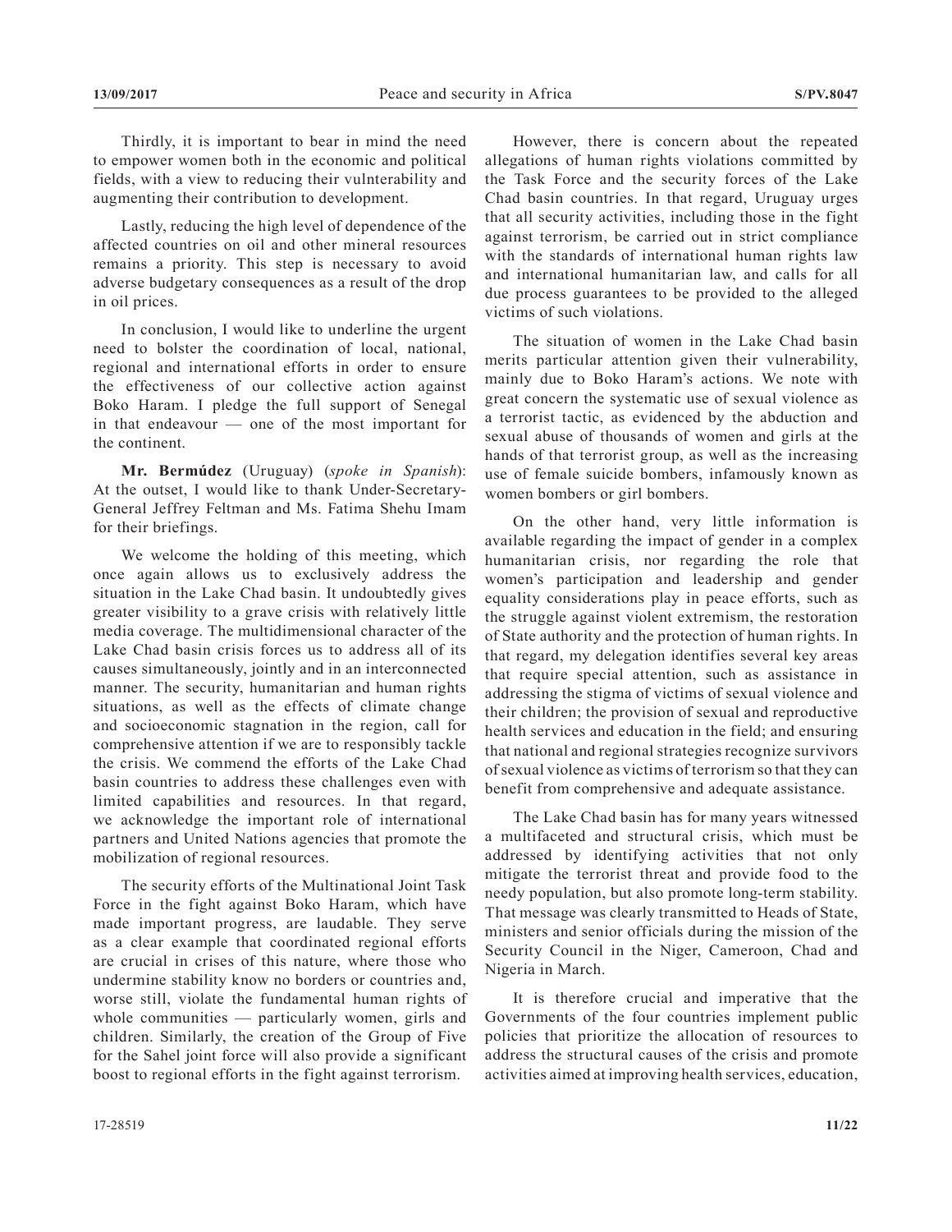Thirdly, it is important to bear in mind the need to empower women both in the economic and political fields, with a view to reducing their vulnterability and augmenting their contribution to development.

Lastly, reducing the high level of dependence of the affected countries on oil and other mineral resources remains a priority. This step is necessary to avoid adverse budgetary consequences as a result of the drop in oil prices.

In conclusion, I would like to underline the urgent need to bolster the coordination of local, national, regional and international efforts in order to ensure the effectiveness of our collective action against Boko Haram. I pledge the full support of Senegal in that endeavour — one of the most important for the continent.

**Mr. Bermúdez** (Uruguay) (*spoke in Spanish*): At the outset, I would like to thank Under-Secretary-General Jeffrey Feltman and Ms. Fatima Shehu Imam for their briefings.

We welcome the holding of this meeting, which once again allows us to exclusively address the situation in the Lake Chad basin. It undoubtedly gives greater visibility to a grave crisis with relatively little media coverage. The multidimensional character of the Lake Chad basin crisis forces us to address all of its causes simultaneously, jointly and in an interconnected manner. The security, humanitarian and human rights situations, as well as the effects of climate change and socioeconomic stagnation in the region, call for comprehensive attention if we are to responsibly tackle the crisis. We commend the efforts of the Lake Chad basin countries to address these challenges even with limited capabilities and resources. In that regard, we acknowledge the important role of international partners and United Nations agencies that promote the mobilization of regional resources.

The security efforts of the Multinational Joint Task Force in the fight against Boko Haram, which have made important progress, are laudable. They serve as a clear example that coordinated regional efforts are crucial in crises of this nature, where those who undermine stability know no borders or countries and, worse still, violate the fundamental human rights of whole communities — particularly women, girls and children. Similarly, the creation of the Group of Five for the Sahel joint force will also provide a significant boost to regional efforts in the fight against terrorism.

However, there is concern about the repeated allegations of human rights violations committed by the Task Force and the security forces of the Lake Chad basin countries. In that regard, Uruguay urges that all security activities, including those in the fight against terrorism, be carried out in strict compliance with the standards of international human rights law and international humanitarian law, and calls for all due process guarantees to be provided to the alleged victims of such violations.

The situation of women in the Lake Chad basin merits particular attention given their vulnerability, mainly due to Boko Haram's actions. We note with great concern the systematic use of sexual violence as a terrorist tactic, as evidenced by the abduction and sexual abuse of thousands of women and girls at the hands of that terrorist group, as well as the increasing use of female suicide bombers, infamously known as women bombers or girl bombers.

On the other hand, very little information is available regarding the impact of gender in a complex humanitarian crisis, nor regarding the role that women's participation and leadership and gender equality considerations play in peace efforts, such as the struggle against violent extremism, the restoration of State authority and the protection of human rights. In that regard, my delegation identifies several key areas that require special attention, such as assistance in addressing the stigma of victims of sexual violence and their children; the provision of sexual and reproductive health services and education in the field; and ensuring that national and regional strategies recognize survivors of sexual violence as victims of terrorism so that they can benefit from comprehensive and adequate assistance.

The Lake Chad basin has for many years witnessed a multifaceted and structural crisis, which must be addressed by identifying activities that not only mitigate the terrorist threat and provide food to the needy population, but also promote long-term stability. That message was clearly transmitted to Heads of State, ministers and senior officials during the mission of the Security Council in the Niger, Cameroon, Chad and Nigeria in March.

It is therefore crucial and imperative that the Governments of the four countries implement public policies that prioritize the allocation of resources to address the structural causes of the crisis and promote activities aimed at improving health services, education,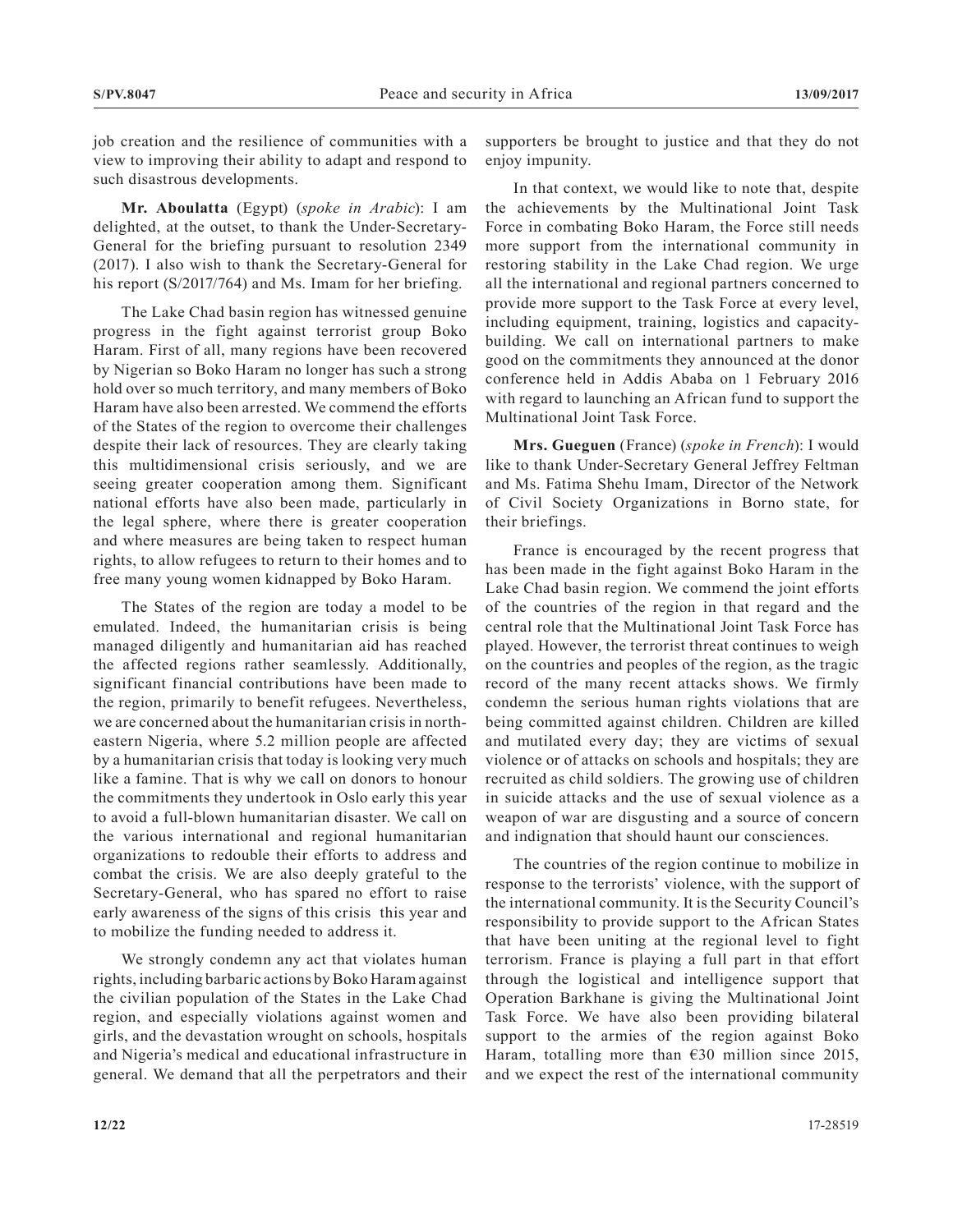job creation and the resilience of communities with a view to improving their ability to adapt and respond to such disastrous developments.

**Mr. Aboulatta** (Egypt) (*spoke in Arabic*): I am delighted, at the outset, to thank the Under-Secretary-General for the briefing pursuant to resolution 2349 (2017). I also wish to thank the Secretary-General for his report (S/2017/764) and Ms. Imam for her briefing.

The Lake Chad basin region has witnessed genuine progress in the fight against terrorist group Boko Haram. First of all, many regions have been recovered by Nigerian so Boko Haram no longer has such a strong hold over so much territory, and many members of Boko Haram have also been arrested. We commend the efforts of the States of the region to overcome their challenges despite their lack of resources. They are clearly taking this multidimensional crisis seriously, and we are seeing greater cooperation among them. Significant national efforts have also been made, particularly in the legal sphere, where there is greater cooperation and where measures are being taken to respect human rights, to allow refugees to return to their homes and to free many young women kidnapped by Boko Haram.

The States of the region are today a model to be emulated. Indeed, the humanitarian crisis is being managed diligently and humanitarian aid has reached the affected regions rather seamlessly. Additionally, significant financial contributions have been made to the region, primarily to benefit refugees. Nevertheless, we are concerned about the humanitarian crisis in north-eastern Nigeria, where 5.2 million people are affected by a humanitarian crisis that today is looking very much like a famine. That is why we call on donors to honour the commitments they undertook in Oslo early this year to avoid a full-blown humanitarian disaster. We call on the various international and regional humanitarian organizations to redouble their efforts to address and combat the crisis. We are also deeply grateful to the Secretary-General, who has spared no effort to raise early awareness of the signs of this crisis this year and to mobilize the funding needed to address it.

We strongly condemn any act that violates human rights, including barbaric actions by Boko Haram against the civilian population of the States in the Lake Chad region, and especially violations against women and girls, and the devastation wrought on schools, hospitals and Nigeria's medical and educational infrastructure in general. We demand that all the perpetrators and their supporters be brought to justice and that they do not enjoy impunity.

In that context, we would like to note that, despite the achievements by the Multinational Joint Task Force in combating Boko Haram, the Force still needs more support from the international community in restoring stability in the Lake Chad region. We urge all the international and regional partners concerned to provide more support to the Task Force at every level, including equipment, training, logistics and capacity-building. We call on international partners to make good on the commitments they announced at the donor conference held in Addis Ababa on 1 February 2016 with regard to launching an African fund to support the Multinational Joint Task Force.

**Mrs. Gueguen** (France) (*spoke in French*): I would like to thank Under-Secretary General Jeffrey Feltman and Ms. Fatima Shehu Imam, Director of the Network of Civil Society Organizations in Borno state, for their briefings.

France is encouraged by the recent progress that has been made in the fight against Boko Haram in the Lake Chad basin region. We commend the joint efforts of the countries of the region in that regard and the central role that the Multinational Joint Task Force has played. However, the terrorist threat continues to weigh on the countries and peoples of the region, as the tragic record of the many recent attacks shows. We firmly condemn the serious human rights violations that are being committed against children. Children are killed and mutilated every day; they are victims of sexual violence or of attacks on schools and hospitals; they are recruited as child soldiers. The growing use of children in suicide attacks and the use of sexual violence as a weapon of war are disgusting and a source of concern and indignation that should haunt our consciences.

The countries of the region continue to mobilize in response to the terrorists' violence, with the support of the international community. It is the Security Council's responsibility to provide support to the African States that have been uniting at the regional level to fight terrorism. France is playing a full part in that effort through the logistical and intelligence support that Operation Barkhane is giving the Multinational Joint Task Force. We have also been providing bilateral support to the armies of the region against Boko Haram, totalling more than €30 million since 2015, and we expect the rest of the international community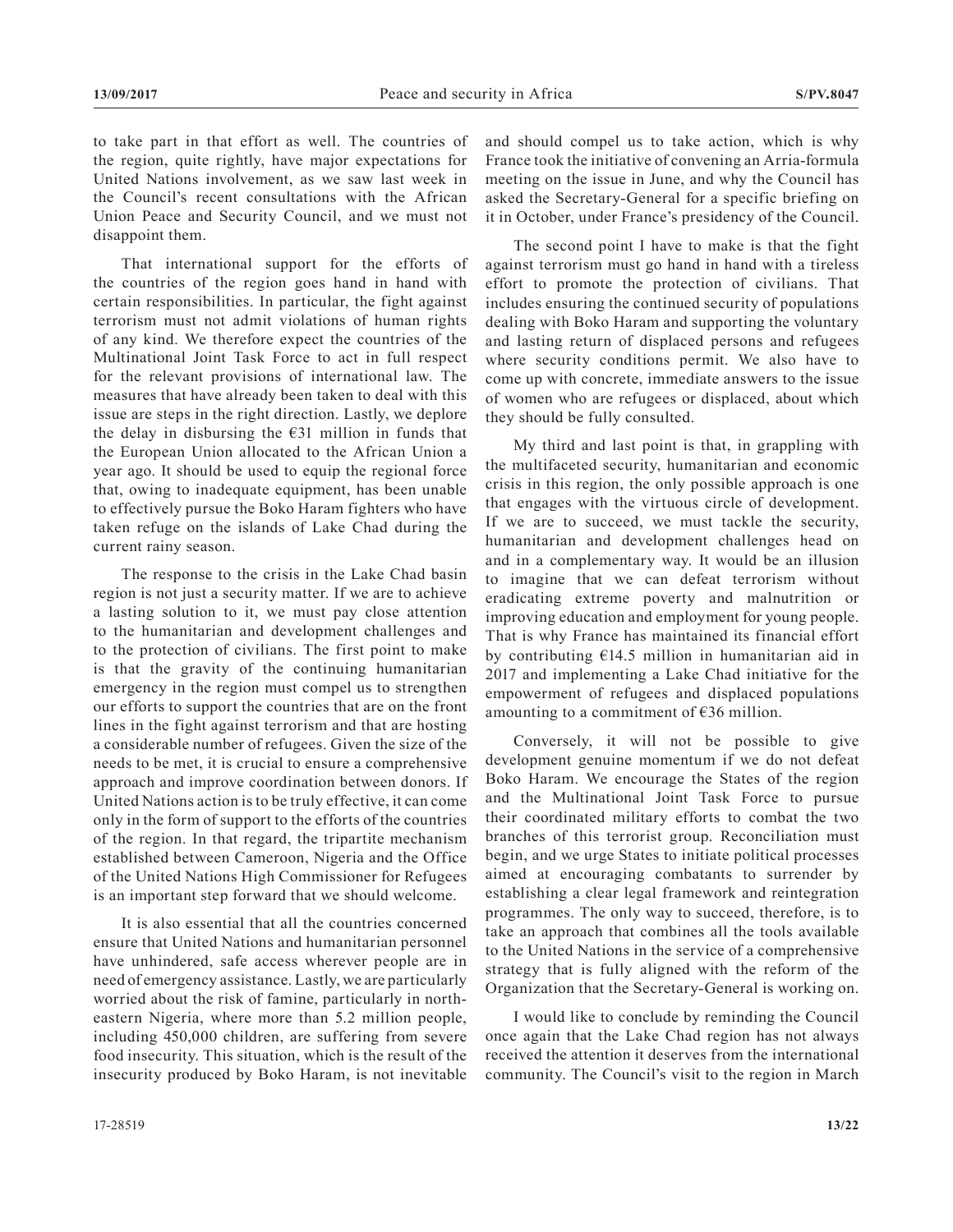to take part in that effort as well. The countries of the region, quite rightly, have major expectations for United Nations involvement, as we saw last week in the Council's recent consultations with the African Union Peace and Security Council, and we must not disappoint them.

That international support for the efforts of the countries of the region goes hand in hand with certain responsibilities. In particular, the fight against terrorism must not admit violations of human rights of any kind. We therefore expect the countries of the Multinational Joint Task Force to act in full respect for the relevant provisions of international law. The measures that have already been taken to deal with this issue are steps in the right direction. Lastly, we deplore the delay in disbursing the €31 million in funds that the European Union allocated to the African Union a year ago. It should be used to equip the regional force that, owing to inadequate equipment, has been unable to effectively pursue the Boko Haram fighters who have taken refuge on the islands of Lake Chad during the current rainy season.

The response to the crisis in the Lake Chad basin region is not just a security matter. If we are to achieve a lasting solution to it, we must pay close attention to the humanitarian and development challenges and to the protection of civilians. The first point to make is that the gravity of the continuing humanitarian emergency in the region must compel us to strengthen our efforts to support the countries that are on the front lines in the fight against terrorism and that are hosting a considerable number of refugees. Given the size of the needs to be met, it is crucial to ensure a comprehensive approach and improve coordination between donors. If United Nations action is to be truly effective, it can come only in the form of support to the efforts of the countries of the region. In that regard, the tripartite mechanism established between Cameroon, Nigeria and the Office of the United Nations High Commissioner for Refugees is an important step forward that we should welcome.

It is also essential that all the countries concerned ensure that United Nations and humanitarian personnel have unhindered, safe access wherever people are in need of emergency assistance. Lastly, we are particularly worried about the risk of famine, particularly in north-eastern Nigeria, where more than 5.2 million people, including 450,000 children, are suffering from severe food insecurity. This situation, which is the result of the insecurity produced by Boko Haram, is not inevitable and should compel us to take action, which is why France took the initiative of convening an Arria-formula meeting on the issue in June, and why the Council has asked the Secretary-General for a specific briefing on it in October, under France's presidency of the Council.

The second point I have to make is that the fight against terrorism must go hand in hand with a tireless effort to promote the protection of civilians. That includes ensuring the continued security of populations dealing with Boko Haram and supporting the voluntary and lasting return of displaced persons and refugees where security conditions permit. We also have to come up with concrete, immediate answers to the issue of women who are refugees or displaced, about which they should be fully consulted.

My third and last point is that, in grappling with the multifaceted security, humanitarian and economic crisis in this region, the only possible approach is one that engages with the virtuous circle of development. If we are to succeed, we must tackle the security, humanitarian and development challenges head on and in a complementary way. It would be an illusion to imagine that we can defeat terrorism without eradicating extreme poverty and malnutrition or improving education and employment for young people. That is why France has maintained its financial effort by contributing €14.5 million in humanitarian aid in 2017 and implementing a Lake Chad initiative for the empowerment of refugees and displaced populations amounting to a commitment of €36 million.

Conversely, it will not be possible to give development genuine momentum if we do not defeat Boko Haram. We encourage the States of the region and the Multinational Joint Task Force to pursue their coordinated military efforts to combat the two branches of this terrorist group. Reconciliation must begin, and we urge States to initiate political processes aimed at encouraging combatants to surrender by establishing a clear legal framework and reintegration programmes. The only way to succeed, therefore, is to take an approach that combines all the tools available to the United Nations in the service of a comprehensive strategy that is fully aligned with the reform of the Organization that the Secretary-General is working on.

I would like to conclude by reminding the Council once again that the Lake Chad region has not always received the attention it deserves from the international community. The Council's visit to the region in March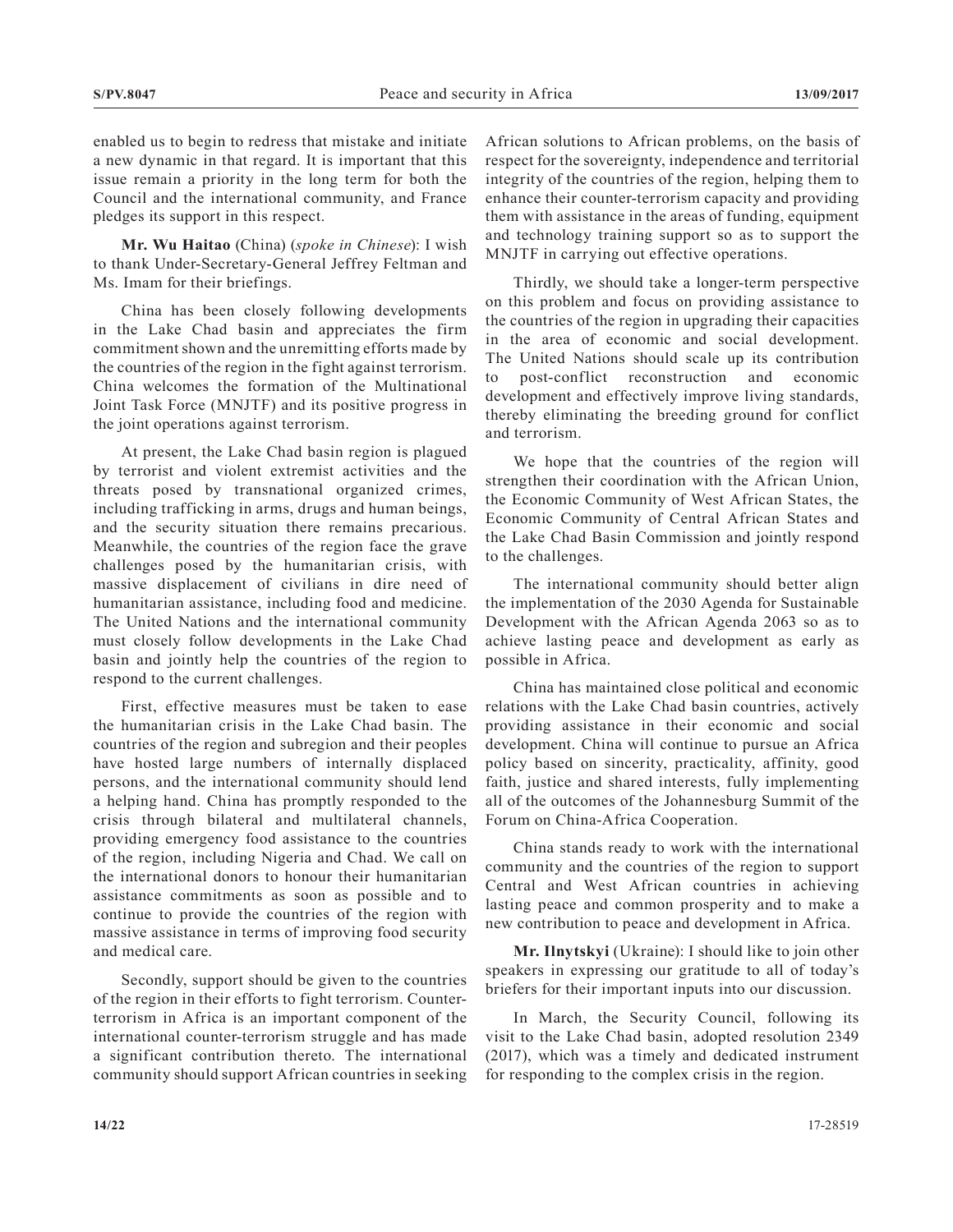enabled us to begin to redress that mistake and initiate a new dynamic in that regard. It is important that this issue remain a priority in the long term for both the Council and the international community, and France pledges its support in this respect.

**Mr. Wu Haitao** (China) (*spoke in Chinese*): I wish to thank Under-Secretary-General Jeffrey Feltman and Ms. Imam for their briefings.

China has been closely following developments in the Lake Chad basin and appreciates the firm commitment shown and the unremitting efforts made by the countries of the region in the fight against terrorism. China welcomes the formation of the Multinational Joint Task Force (MNJTF) and its positive progress in the joint operations against terrorism.

At present, the Lake Chad basin region is plagued by terrorist and violent extremist activities and the threats posed by transnational organized crimes, including trafficking in arms, drugs and human beings, and the security situation there remains precarious. Meanwhile, the countries of the region face the grave challenges posed by the humanitarian crisis, with massive displacement of civilians in dire need of humanitarian assistance, including food and medicine. The United Nations and the international community must closely follow developments in the Lake Chad basin and jointly help the countries of the region to respond to the current challenges.

First, effective measures must be taken to ease the humanitarian crisis in the Lake Chad basin. The countries of the region and subregion and their peoples have hosted large numbers of internally displaced persons, and the international community should lend a helping hand. China has promptly responded to the crisis through bilateral and multilateral channels, providing emergency food assistance to the countries of the region, including Nigeria and Chad. We call on the international donors to honour their humanitarian assistance commitments as soon as possible and to continue to provide the countries of the region with massive assistance in terms of improving food security and medical care.

Secondly, support should be given to the countries of the region in their efforts to fight terrorism. Counter-terrorism in Africa is an important component of the international counter-terrorism struggle and has made a significant contribution thereto. The international community should support African countries in seeking African solutions to African problems, on the basis of respect for the sovereignty, independence and territorial integrity of the countries of the region, helping them to enhance their counter-terrorism capacity and providing them with assistance in the areas of funding, equipment and technology training support so as to support the MNJTF in carrying out effective operations.

Thirdly, we should take a longer-term perspective on this problem and focus on providing assistance to the countries of the region in upgrading their capacities in the area of economic and social development. The United Nations should scale up its contribution to post-conflict reconstruction and economic development and effectively improve living standards, thereby eliminating the breeding ground for conflict and terrorism.

We hope that the countries of the region will strengthen their coordination with the African Union, the Economic Community of West African States, the Economic Community of Central African States and the Lake Chad Basin Commission and jointly respond to the challenges.

The international community should better align the implementation of the 2030 Agenda for Sustainable Development with the African Agenda 2063 so as to achieve lasting peace and development as early as possible in Africa.

China has maintained close political and economic relations with the Lake Chad basin countries, actively providing assistance in their economic and social development. China will continue to pursue an Africa policy based on sincerity, practicality, affinity, good faith, justice and shared interests, fully implementing all of the outcomes of the Johannesburg Summit of the Forum on China-Africa Cooperation.

China stands ready to work with the international community and the countries of the region to support Central and West African countries in achieving lasting peace and common prosperity and to make a new contribution to peace and development in Africa.

**Mr. Ilnytskyi** (Ukraine): I should like to join other speakers in expressing our gratitude to all of today's briefers for their important inputs into our discussion.

In March, the Security Council, following its visit to the Lake Chad basin, adopted resolution 2349 (2017), which was a timely and dedicated instrument for responding to the complex crisis in the region.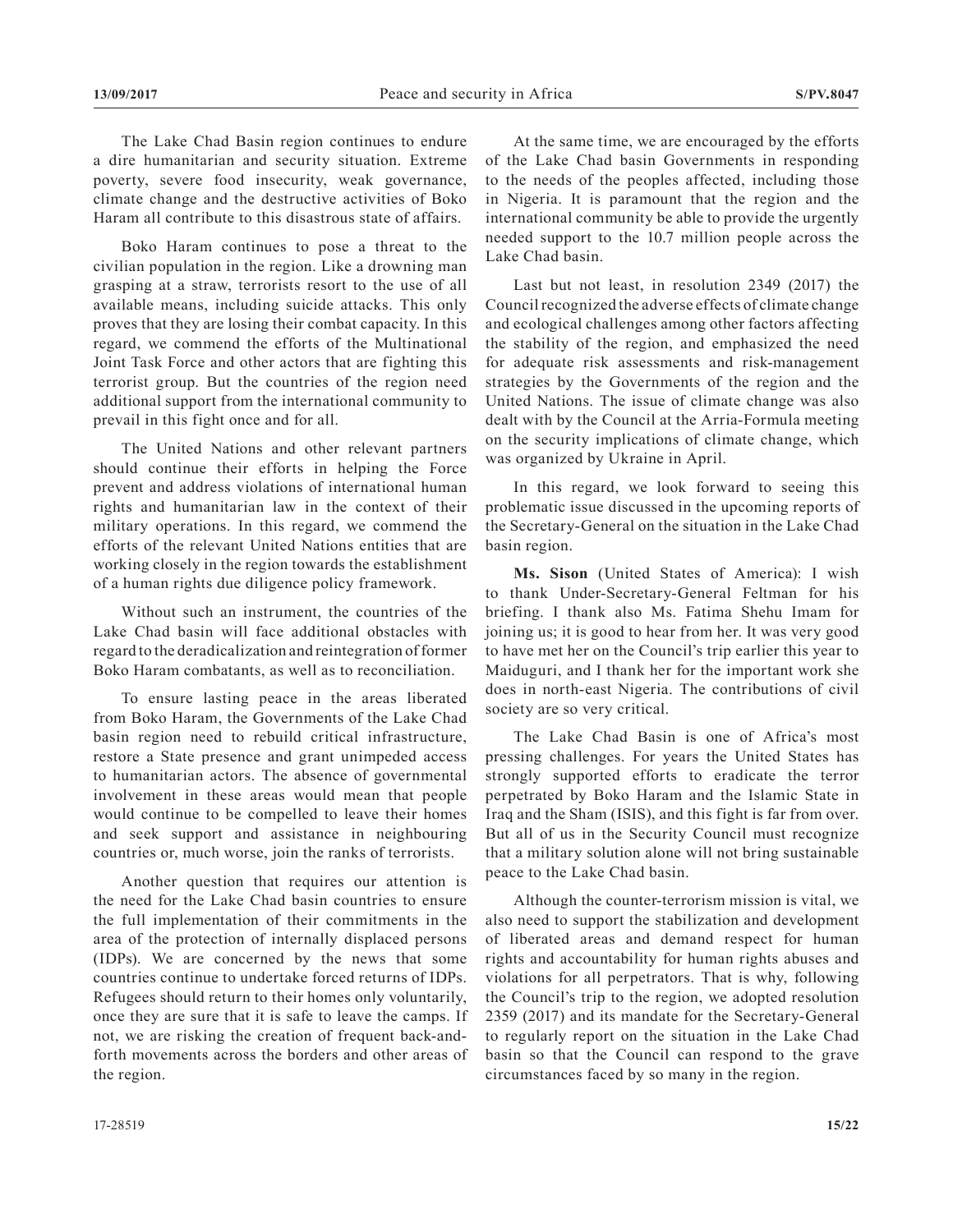The Lake Chad Basin region continues to endure a dire humanitarian and security situation. Extreme poverty, severe food insecurity, weak governance, climate change and the destructive activities of Boko Haram all contribute to this disastrous state of affairs.

Boko Haram continues to pose a threat to the civilian population in the region. Like a drowning man grasping at a straw, terrorists resort to the use of all available means, including suicide attacks. This only proves that they are losing their combat capacity. In this regard, we commend the efforts of the Multinational Joint Task Force and other actors that are fighting this terrorist group. But the countries of the region need additional support from the international community to prevail in this fight once and for all.

The United Nations and other relevant partners should continue their efforts in helping the Force prevent and address violations of international human rights and humanitarian law in the context of their military operations. In this regard, we commend the efforts of the relevant United Nations entities that are working closely in the region towards the establishment of a human rights due diligence policy framework.

Without such an instrument, the countries of the Lake Chad basin will face additional obstacles with regard to the deradicalization and reintegration of former Boko Haram combatants, as well as to reconciliation.

To ensure lasting peace in the areas liberated from Boko Haram, the Governments of the Lake Chad basin region need to rebuild critical infrastructure, restore a State presence and grant unimpeded access to humanitarian actors. The absence of governmental involvement in these areas would mean that people would continue to be compelled to leave their homes and seek support and assistance in neighbouring countries or, much worse, join the ranks of terrorists.

Another question that requires our attention is the need for the Lake Chad basin countries to ensure the full implementation of their commitments in the area of the protection of internally displaced persons (IDPs). We are concerned by the news that some countries continue to undertake forced returns of IDPs. Refugees should return to their homes only voluntarily, once they are sure that it is safe to leave the camps. If not, we are risking the creation of frequent back-and-forth movements across the borders and other areas of the region.

At the same time, we are encouraged by the efforts of the Lake Chad basin Governments in responding to the needs of the peoples affected, including those in Nigeria. It is paramount that the region and the international community be able to provide the urgently needed support to the 10.7 million people across the Lake Chad basin.

Last but not least, in resolution 2349 (2017) the Council recognized the adverse effects of climate change and ecological challenges among other factors affecting the stability of the region, and emphasized the need for adequate risk assessments and risk-management strategies by the Governments of the region and the United Nations. The issue of climate change was also dealt with by the Council at the Arria-Formula meeting on the security implications of climate change, which was organized by Ukraine in April.

In this regard, we look forward to seeing this problematic issue discussed in the upcoming reports of the Secretary-General on the situation in the Lake Chad basin region.

**Ms. Sison** (United States of America): I wish to thank Under-Secretary-General Feltman for his briefing. I thank also Ms. Fatima Shehu Imam for joining us; it is good to hear from her. It was very good to have met her on the Council's trip earlier this year to Maiduguri, and I thank her for the important work she does in north-east Nigeria. The contributions of civil society are so very critical.

The Lake Chad Basin is one of Africa's most pressing challenges. For years the United States has strongly supported efforts to eradicate the terror perpetrated by Boko Haram and the Islamic State in Iraq and the Sham (ISIS), and this fight is far from over. But all of us in the Security Council must recognize that a military solution alone will not bring sustainable peace to the Lake Chad basin.

Although the counter-terrorism mission is vital, we also need to support the stabilization and development of liberated areas and demand respect for human rights and accountability for human rights abuses and violations for all perpetrators. That is why, following the Council's trip to the region, we adopted resolution 2359 (2017) and its mandate for the Secretary-General to regularly report on the situation in the Lake Chad basin so that the Council can respond to the grave circumstances faced by so many in the region.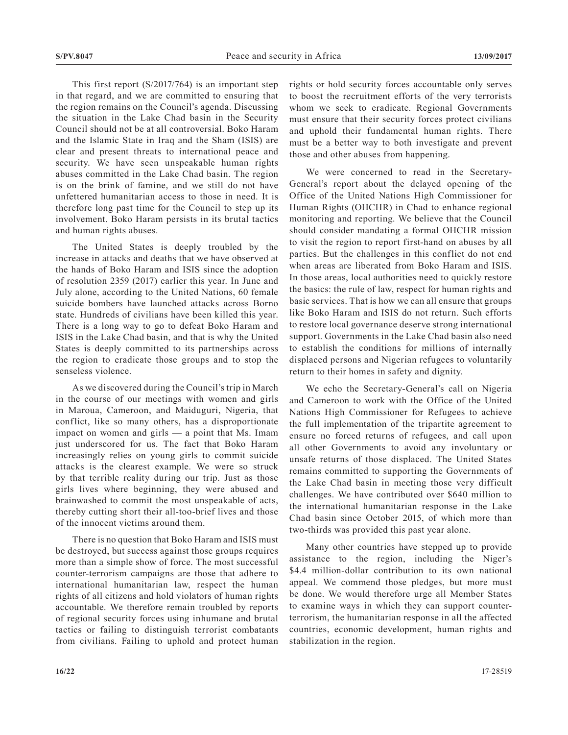This first report (S/2017/764) is an important step in that regard, and we are committed to ensuring that the region remains on the Council's agenda. Discussing the situation in the Lake Chad basin in the Security Council should not be at all controversial. Boko Haram and the Islamic State in Iraq and the Sham (ISIS) are clear and present threats to international peace and security. We have seen unspeakable human rights abuses committed in the Lake Chad basin. The region is on the brink of famine, and we still do not have unfettered humanitarian access to those in need. It is therefore long past time for the Council to step up its involvement. Boko Haram persists in its brutal tactics and human rights abuses.

The United States is deeply troubled by the increase in attacks and deaths that we have observed at the hands of Boko Haram and ISIS since the adoption of resolution 2359 (2017) earlier this year. In June and July alone, according to the United Nations, 60 female suicide bombers have launched attacks across Borno state. Hundreds of civilians have been killed this year. There is a long way to go to defeat Boko Haram and ISIS in the Lake Chad basin, and that is why the United States is deeply committed to its partnerships across the region to eradicate those groups and to stop the senseless violence.

As we discovered during the Council's trip in March in the course of our meetings with women and girls in Maroua, Cameroon, and Maiduguri, Nigeria, that conflict, like so many others, has a disproportionate impact on women and girls — a point that Ms. Imam just underscored for us. The fact that Boko Haram increasingly relies on young girls to commit suicide attacks is the clearest example. We were so struck by that terrible reality during our trip. Just as those girls lives where beginning, they were abused and brainwashed to commit the most unspeakable of acts, thereby cutting short their all-too-brief lives and those of the innocent victims around them.

There is no question that Boko Haram and ISIS must be destroyed, but success against those groups requires more than a simple show of force. The most successful counter-terrorism campaigns are those that adhere to international humanitarian law, respect the human rights of all citizens and hold violators of human rights accountable. We therefore remain troubled by reports of regional security forces using inhumane and brutal tactics or failing to distinguish terrorist combatants from civilians. Failing to uphold and protect human rights or hold security forces accountable only serves to boost the recruitment efforts of the very terrorists whom we seek to eradicate. Regional Governments must ensure that their security forces protect civilians and uphold their fundamental human rights. There must be a better way to both investigate and prevent those and other abuses from happening.

We were concerned to read in the Secretary-General's report about the delayed opening of the Office of the United Nations High Commissioner for Human Rights (OHCHR) in Chad to enhance regional monitoring and reporting. We believe that the Council should consider mandating a formal OHCHR mission to visit the region to report first-hand on abuses by all parties. But the challenges in this conflict do not end when areas are liberated from Boko Haram and ISIS. In those areas, local authorities need to quickly restore the basics: the rule of law, respect for human rights and basic services. That is how we can all ensure that groups like Boko Haram and ISIS do not return. Such efforts to restore local governance deserve strong international support. Governments in the Lake Chad basin also need to establish the conditions for millions of internally displaced persons and Nigerian refugees to voluntarily return to their homes in safety and dignity.

We echo the Secretary-General's call on Nigeria and Cameroon to work with the Office of the United Nations High Commissioner for Refugees to achieve the full implementation of the tripartite agreement to ensure no forced returns of refugees, and call upon all other Governments to avoid any involuntary or unsafe returns of those displaced. The United States remains committed to supporting the Governments of the Lake Chad basin in meeting those very difficult challenges. We have contributed over $640 million to the international humanitarian response in the Lake Chad basin since October 2015, of which more than two-thirds was provided this past year alone.

Many other countries have stepped up to provide assistance to the region, including the Niger's $4.4 million-dollar contribution to its own national appeal. We commend those pledges, but more must be done. We would therefore urge all Member States to examine ways in which they can support counter-terrorism, the humanitarian response in all the affected countries, economic development, human rights and stabilization in the region.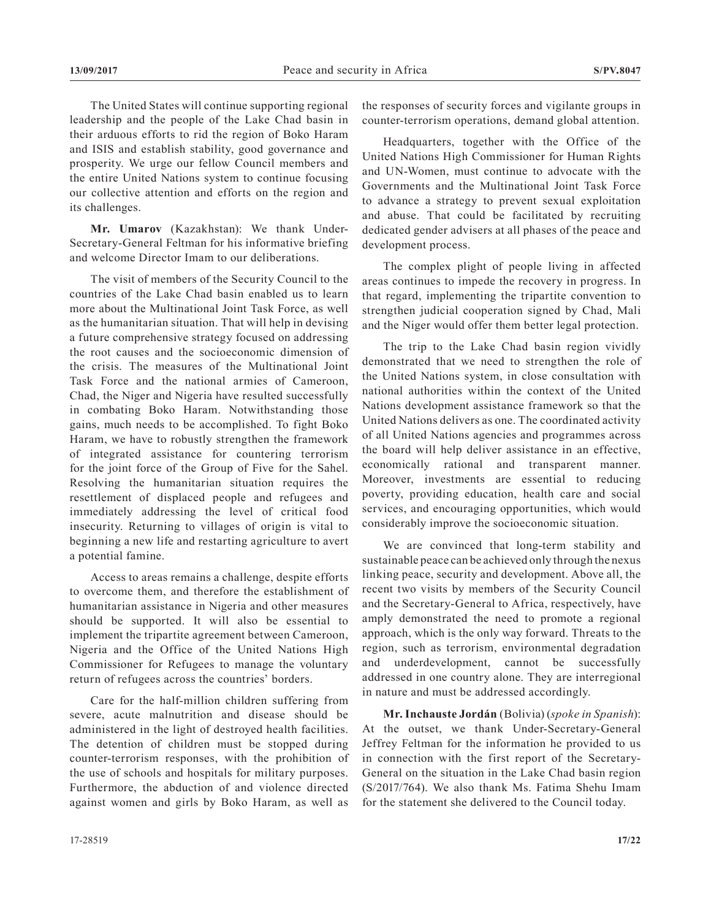The United States will continue supporting regional leadership and the people of the Lake Chad basin in their arduous efforts to rid the region of Boko Haram and ISIS and establish stability, good governance and prosperity. We urge our fellow Council members and the entire United Nations system to continue focusing our collective attention and efforts on the region and its challenges.

**Mr. Umarov** (Kazakhstan): We thank Under-Secretary-General Feltman for his informative briefing and welcome Director Imam to our deliberations.

The visit of members of the Security Council to the countries of the Lake Chad basin enabled us to learn more about the Multinational Joint Task Force, as well as the humanitarian situation. That will help in devising a future comprehensive strategy focused on addressing the root causes and the socioeconomic dimension of the crisis. The measures of the Multinational Joint Task Force and the national armies of Cameroon, Chad, the Niger and Nigeria have resulted successfully in combating Boko Haram. Notwithstanding those gains, much needs to be accomplished. To fight Boko Haram, we have to robustly strengthen the framework of integrated assistance for countering terrorism for the joint force of the Group of Five for the Sahel. Resolving the humanitarian situation requires the resettlement of displaced people and refugees and immediately addressing the level of critical food insecurity. Returning to villages of origin is vital to beginning a new life and restarting agriculture to avert a potential famine.

Access to areas remains a challenge, despite efforts to overcome them, and therefore the establishment of humanitarian assistance in Nigeria and other measures should be supported. It will also be essential to implement the tripartite agreement between Cameroon, Nigeria and the Office of the United Nations High Commissioner for Refugees to manage the voluntary return of refugees across the countries' borders.

Care for the half-million children suffering from severe, acute malnutrition and disease should be administered in the light of destroyed health facilities. The detention of children must be stopped during counter-terrorism responses, with the prohibition of the use of schools and hospitals for military purposes. Furthermore, the abduction of and violence directed against women and girls by Boko Haram, as well as the responses of security forces and vigilante groups in counter-terrorism operations, demand global attention.

Headquarters, together with the Office of the United Nations High Commissioner for Human Rights and UN-Women, must continue to advocate with the Governments and the Multinational Joint Task Force to advance a strategy to prevent sexual exploitation and abuse. That could be facilitated by recruiting dedicated gender advisers at all phases of the peace and development process.

The complex plight of people living in affected areas continues to impede the recovery in progress. In that regard, implementing the tripartite convention to strengthen judicial cooperation signed by Chad, Mali and the Niger would offer them better legal protection.

The trip to the Lake Chad basin region vividly demonstrated that we need to strengthen the role of the United Nations system, in close consultation with national authorities within the context of the United Nations development assistance framework so that the United Nations delivers as one. The coordinated activity of all United Nations agencies and programmes across the board will help deliver assistance in an effective, economically rational and transparent manner. Moreover, investments are essential to reducing poverty, providing education, health care and social services, and encouraging opportunities, which would considerably improve the socioeconomic situation.

We are convinced that long-term stability and sustainable peace can be achieved only through the nexus linking peace, security and development. Above all, the recent two visits by members of the Security Council and the Secretary-General to Africa, respectively, have amply demonstrated the need to promote a regional approach, which is the only way forward. Threats to the region, such as terrorism, environmental degradation and underdevelopment, cannot be successfully addressed in one country alone. They are interregional in nature and must be addressed accordingly.

**Mr. Inchauste Jordán** (Bolivia) (*spoke in Spanish*): At the outset, we thank Under-Secretary-General Jeffrey Feltman for the information he provided to us in connection with the first report of the Secretary-General on the situation in the Lake Chad basin region (S/2017/764). We also thank Ms. Fatima Shehu Imam for the statement she delivered to the Council today.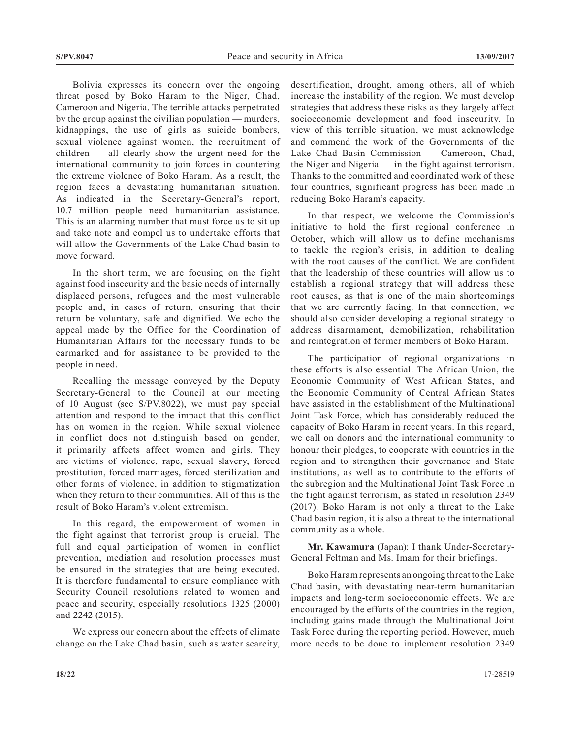Bolivia expresses its concern over the ongoing threat posed by Boko Haram to the Niger, Chad, Cameroon and Nigeria. The terrible attacks perpetrated by the group against the civilian population — murders, kidnappings, the use of girls as suicide bombers, sexual violence against women, the recruitment of children — all clearly show the urgent need for the international community to join forces in countering the extreme violence of Boko Haram. As a result, the region faces a devastating humanitarian situation. As indicated in the Secretary-General's report, 10.7 million people need humanitarian assistance. This is an alarming number that must force us to sit up and take note and compel us to undertake efforts that will allow the Governments of the Lake Chad basin to move forward.

In the short term, we are focusing on the fight against food insecurity and the basic needs of internally displaced persons, refugees and the most vulnerable people and, in cases of return, ensuring that their return be voluntary, safe and dignified. We echo the appeal made by the Office for the Coordination of Humanitarian Affairs for the necessary funds to be earmarked and for assistance to be provided to the people in need.

Recalling the message conveyed by the Deputy Secretary-General to the Council at our meeting of 10 August (see S/PV.8022), we must pay special attention and respond to the impact that this conflict has on women in the region. While sexual violence in conflict does not distinguish based on gender, it primarily affects affect women and girls. They are victims of violence, rape, sexual slavery, forced prostitution, forced marriages, forced sterilization and other forms of violence, in addition to stigmatization when they return to their communities. All of this is the result of Boko Haram's violent extremism.

In this regard, the empowerment of women in the fight against that terrorist group is crucial. The full and equal participation of women in conflict prevention, mediation and resolution processes must be ensured in the strategies that are being executed. It is therefore fundamental to ensure compliance with Security Council resolutions related to women and peace and security, especially resolutions 1325 (2000) and 2242 (2015).

We express our concern about the effects of climate change on the Lake Chad basin, such as water scarcity, desertification, drought, among others, all of which increase the instability of the region. We must develop strategies that address these risks as they largely affect socioeconomic development and food insecurity. In view of this terrible situation, we must acknowledge and commend the work of the Governments of the Lake Chad Basin Commission — Cameroon, Chad, the Niger and Nigeria — in the fight against terrorism. Thanks to the committed and coordinated work of these four countries, significant progress has been made in reducing Boko Haram's capacity.

In that respect, we welcome the Commission's initiative to hold the first regional conference in October, which will allow us to define mechanisms to tackle the region's crisis, in addition to dealing with the root causes of the conflict. We are confident that the leadership of these countries will allow us to establish a regional strategy that will address these root causes, as that is one of the main shortcomings that we are currently facing. In that connection, we should also consider developing a regional strategy to address disarmament, demobilization, rehabilitation and reintegration of former members of Boko Haram.

The participation of regional organizations in these efforts is also essential. The African Union, the Economic Community of West African States, and the Economic Community of Central African States have assisted in the establishment of the Multinational Joint Task Force, which has considerably reduced the capacity of Boko Haram in recent years. In this regard, we call on donors and the international community to honour their pledges, to cooperate with countries in the region and to strengthen their governance and State institutions, as well as to contribute to the efforts of the subregion and the Multinational Joint Task Force in the fight against terrorism, as stated in resolution 2349 (2017). Boko Haram is not only a threat to the Lake Chad basin region, it is also a threat to the international community as a whole.

**Mr. Kawamura** (Japan): I thank Under-Secretary-General Feltman and Ms. Imam for their briefings.

Boko Haram represents an ongoing threat to the Lake Chad basin, with devastating near-term humanitarian impacts and long-term socioeconomic effects. We are encouraged by the efforts of the countries in the region, including gains made through the Multinational Joint Task Force during the reporting period. However, much more needs to be done to implement resolution 2349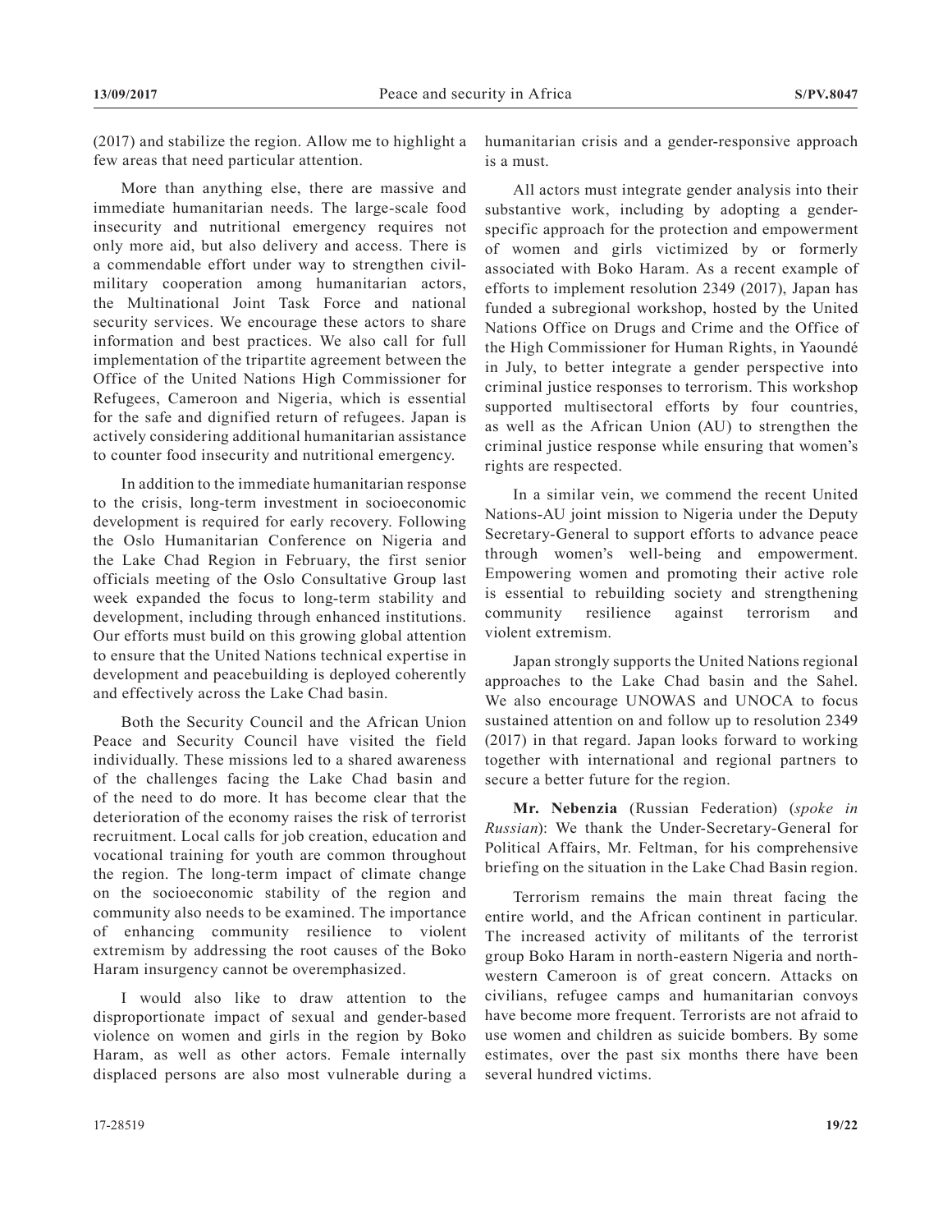(2017) and stabilize the region. Allow me to highlight a few areas that need particular attention.

More than anything else, there are massive and immediate humanitarian needs. The large-scale food insecurity and nutritional emergency requires not only more aid, but also delivery and access. There is a commendable effort under way to strengthen civil-military cooperation among humanitarian actors, the Multinational Joint Task Force and national security services. We encourage these actors to share information and best practices. We also call for full implementation of the tripartite agreement between the Office of the United Nations High Commissioner for Refugees, Cameroon and Nigeria, which is essential for the safe and dignified return of refugees. Japan is actively considering additional humanitarian assistance to counter food insecurity and nutritional emergency.

In addition to the immediate humanitarian response to the crisis, long-term investment in socioeconomic development is required for early recovery. Following the Oslo Humanitarian Conference on Nigeria and the Lake Chad Region in February, the first senior officials meeting of the Oslo Consultative Group last week expanded the focus to long-term stability and development, including through enhanced institutions. Our efforts must build on this growing global attention to ensure that the United Nations technical expertise in development and peacebuilding is deployed coherently and effectively across the Lake Chad basin.

Both the Security Council and the African Union Peace and Security Council have visited the field individually. These missions led to a shared awareness of the challenges facing the Lake Chad basin and of the need to do more. It has become clear that the deterioration of the economy raises the risk of terrorist recruitment. Local calls for job creation, education and vocational training for youth are common throughout the region. The long-term impact of climate change on the socioeconomic stability of the region and community also needs to be examined. The importance of enhancing community resilience to violent extremism by addressing the root causes of the Boko Haram insurgency cannot be overemphasized.

I would also like to draw attention to the disproportionate impact of sexual and gender-based violence on women and girls in the region by Boko Haram, as well as other actors. Female internally displaced persons are also most vulnerable during a humanitarian crisis and a gender-responsive approach is a must.

All actors must integrate gender analysis into their substantive work, including by adopting a gender-specific approach for the protection and empowerment of women and girls victimized by or formerly associated with Boko Haram. As a recent example of efforts to implement resolution 2349 (2017), Japan has funded a subregional workshop, hosted by the United Nations Office on Drugs and Crime and the Office of the High Commissioner for Human Rights, in Yaoundé in July, to better integrate a gender perspective into criminal justice responses to terrorism. This workshop supported multisectoral efforts by four countries, as well as the African Union (AU) to strengthen the criminal justice response while ensuring that women's rights are respected.

In a similar vein, we commend the recent United Nations-AU joint mission to Nigeria under the Deputy Secretary-General to support efforts to advance peace through women's well-being and empowerment. Empowering women and promoting their active role is essential to rebuilding society and strengthening community resilience against terrorism and violent extremism.

Japan strongly supports the United Nations regional approaches to the Lake Chad basin and the Sahel. We also encourage UNOWAS and UNOCA to focus sustained attention on and follow up to resolution 2349 (2017) in that regard. Japan looks forward to working together with international and regional partners to secure a better future for the region.

**Mr. Nebenzia** (Russian Federation) (*spoke in Russian*): We thank the Under-Secretary-General for Political Affairs, Mr. Feltman, for his comprehensive briefing on the situation in the Lake Chad Basin region.

Terrorism remains the main threat facing the entire world, and the African continent in particular. The increased activity of militants of the terrorist group Boko Haram in north-eastern Nigeria and north-western Cameroon is of great concern. Attacks on civilians, refugee camps and humanitarian convoys have become more frequent. Terrorists are not afraid to use women and children as suicide bombers. By some estimates, over the past six months there have been several hundred victims.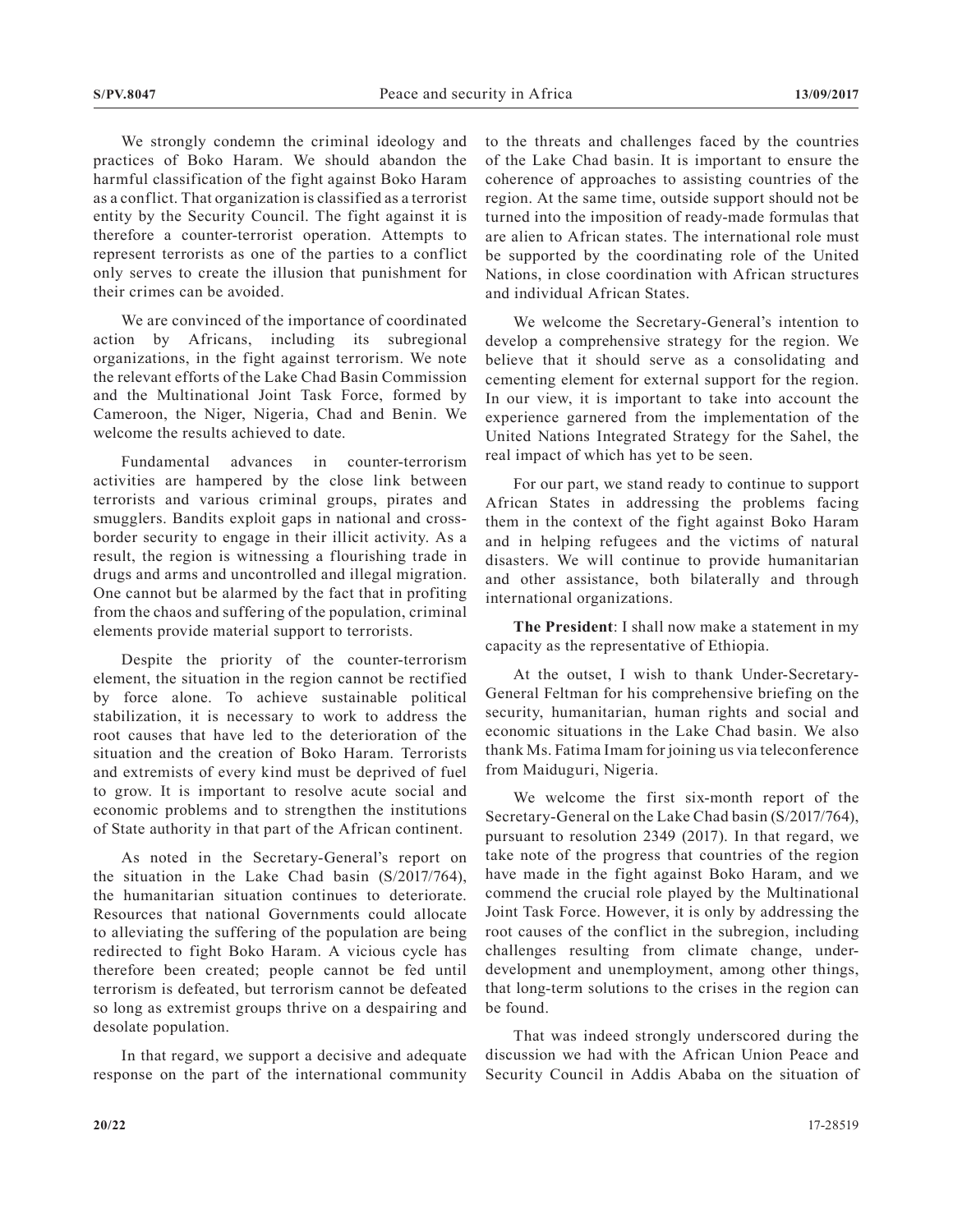We strongly condemn the criminal ideology and practices of Boko Haram. We should abandon the harmful classification of the fight against Boko Haram as a conflict. That organization is classified as a terrorist entity by the Security Council. The fight against it is therefore a counter-terrorist operation. Attempts to represent terrorists as one of the parties to a conflict only serves to create the illusion that punishment for their crimes can be avoided.

We are convinced of the importance of coordinated action by Africans, including its subregional organizations, in the fight against terrorism. We note the relevant efforts of the Lake Chad Basin Commission and the Multinational Joint Task Force, formed by Cameroon, the Niger, Nigeria, Chad and Benin. We welcome the results achieved to date.

Fundamental advances in counter-terrorism activities are hampered by the close link between terrorists and various criminal groups, pirates and smugglers. Bandits exploit gaps in national and cross-border security to engage in their illicit activity. As a result, the region is witnessing a flourishing trade in drugs and arms and uncontrolled and illegal migration. One cannot but be alarmed by the fact that in profiting from the chaos and suffering of the population, criminal elements provide material support to terrorists.

Despite the priority of the counter-terrorism element, the situation in the region cannot be rectified by force alone. To achieve sustainable political stabilization, it is necessary to work to address the root causes that have led to the deterioration of the situation and the creation of Boko Haram. Terrorists and extremists of every kind must be deprived of fuel to grow. It is important to resolve acute social and economic problems and to strengthen the institutions of State authority in that part of the African continent.

As noted in the Secretary-General's report on the situation in the Lake Chad basin (S/2017/764), the humanitarian situation continues to deteriorate. Resources that national Governments could allocate to alleviating the suffering of the population are being redirected to fight Boko Haram. A vicious cycle has therefore been created; people cannot be fed until terrorism is defeated, but terrorism cannot be defeated so long as extremist groups thrive on a despairing and desolate population.

In that regard, we support a decisive and adequate response on the part of the international community to the threats and challenges faced by the countries of the Lake Chad basin. It is important to ensure the coherence of approaches to assisting countries of the region. At the same time, outside support should not be turned into the imposition of ready-made formulas that are alien to African states. The international role must be supported by the coordinating role of the United Nations, in close coordination with African structures and individual African States.

We welcome the Secretary-General's intention to develop a comprehensive strategy for the region. We believe that it should serve as a consolidating and cementing element for external support for the region. In our view, it is important to take into account the experience garnered from the implementation of the United Nations Integrated Strategy for the Sahel, the real impact of which has yet to be seen.

For our part, we stand ready to continue to support African States in addressing the problems facing them in the context of the fight against Boko Haram and in helping refugees and the victims of natural disasters. We will continue to provide humanitarian and other assistance, both bilaterally and through international organizations.

**The President**: I shall now make a statement in my capacity as the representative of Ethiopia.

At the outset, I wish to thank Under-Secretary-General Feltman for his comprehensive briefing on the security, humanitarian, human rights and social and economic situations in the Lake Chad basin. We also thank Ms. Fatima Imam for joining us via teleconference from Maiduguri, Nigeria.

We welcome the first six-month report of the Secretary-General on the Lake Chad basin (S/2017/764), pursuant to resolution 2349 (2017). In that regard, we take note of the progress that countries of the region have made in the fight against Boko Haram, and we commend the crucial role played by the Multinational Joint Task Force. However, it is only by addressing the root causes of the conflict in the subregion, including challenges resulting from climate change, under-development and unemployment, among other things, that long-term solutions to the crises in the region can be found.

That was indeed strongly underscored during the discussion we had with the African Union Peace and Security Council in Addis Ababa on the situation of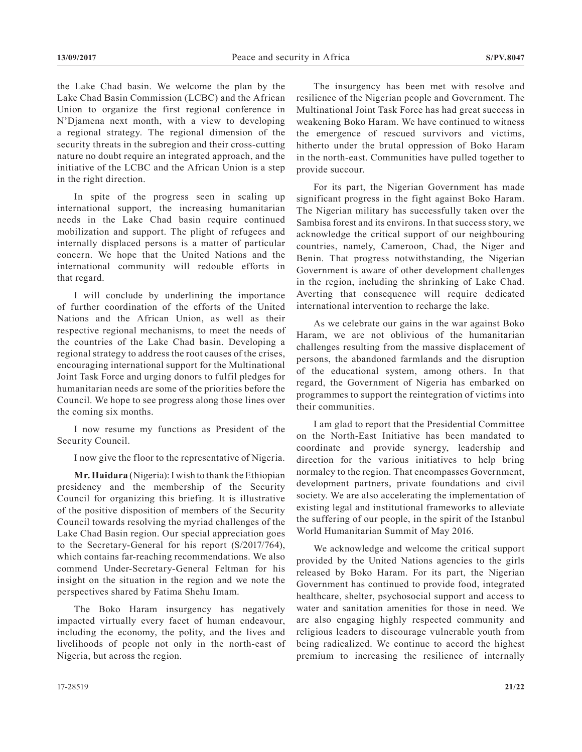the Lake Chad basin. We welcome the plan by the Lake Chad Basin Commission (LCBC) and the African Union to organize the first regional conference in N'Djamena next month, with a view to developing a regional strategy. The regional dimension of the security threats in the subregion and their cross-cutting nature no doubt require an integrated approach, and the initiative of the LCBC and the African Union is a step in the right direction.

In spite of the progress seen in scaling up international support, the increasing humanitarian needs in the Lake Chad basin require continued mobilization and support. The plight of refugees and internally displaced persons is a matter of particular concern. We hope that the United Nations and the international community will redouble efforts in that regard.

I will conclude by underlining the importance of further coordination of the efforts of the United Nations and the African Union, as well as their respective regional mechanisms, to meet the needs of the countries of the Lake Chad basin. Developing a regional strategy to address the root causes of the crises, encouraging international support for the Multinational Joint Task Force and urging donors to fulfil pledges for humanitarian needs are some of the priorities before the Council. We hope to see progress along those lines over the coming six months.

I now resume my functions as President of the Security Council.

I now give the floor to the representative of Nigeria.

**Mr. Haidara** (Nigeria): I wish to thank the Ethiopian presidency and the membership of the Security Council for organizing this briefing. It is illustrative of the positive disposition of members of the Security Council towards resolving the myriad challenges of the Lake Chad Basin region. Our special appreciation goes to the Secretary-General for his report (S/2017/764), which contains far-reaching recommendations. We also commend Under-Secretary-General Feltman for his insight on the situation in the region and we note the perspectives shared by Fatima Shehu Imam.

The Boko Haram insurgency has negatively impacted virtually every facet of human endeavour, including the economy, the polity, and the lives and livelihoods of people not only in the north-east of Nigeria, but across the region.

The insurgency has been met with resolve and resilience of the Nigerian people and Government. The Multinational Joint Task Force has had great success in weakening Boko Haram. We have continued to witness the emergence of rescued survivors and victims, hitherto under the brutal oppression of Boko Haram in the north-east. Communities have pulled together to provide succour.

For its part, the Nigerian Government has made significant progress in the fight against Boko Haram. The Nigerian military has successfully taken over the Sambisa forest and its environs. In that success story, we acknowledge the critical support of our neighbouring countries, namely, Cameroon, Chad, the Niger and Benin. That progress notwithstanding, the Nigerian Government is aware of other development challenges in the region, including the shrinking of Lake Chad. Averting that consequence will require dedicated international intervention to recharge the lake.

As we celebrate our gains in the war against Boko Haram, we are not oblivious of the humanitarian challenges resulting from the massive displacement of persons, the abandoned farmlands and the disruption of the educational system, among others. In that regard, the Government of Nigeria has embarked on programmes to support the reintegration of victims into their communities.

I am glad to report that the Presidential Committee on the North-East Initiative has been mandated to coordinate and provide synergy, leadership and direction for the various initiatives to help bring normalcy to the region. That encompasses Government, development partners, private foundations and civil society. We are also accelerating the implementation of existing legal and institutional frameworks to alleviate the suffering of our people, in the spirit of the Istanbul World Humanitarian Summit of May 2016.

We acknowledge and welcome the critical support provided by the United Nations agencies to the girls released by Boko Haram. For its part, the Nigerian Government has continued to provide food, integrated healthcare, shelter, psychosocial support and access to water and sanitation amenities for those in need. We are also engaging highly respected community and religious leaders to discourage vulnerable youth from being radicalized. We continue to accord the highest premium to increasing the resilience of internally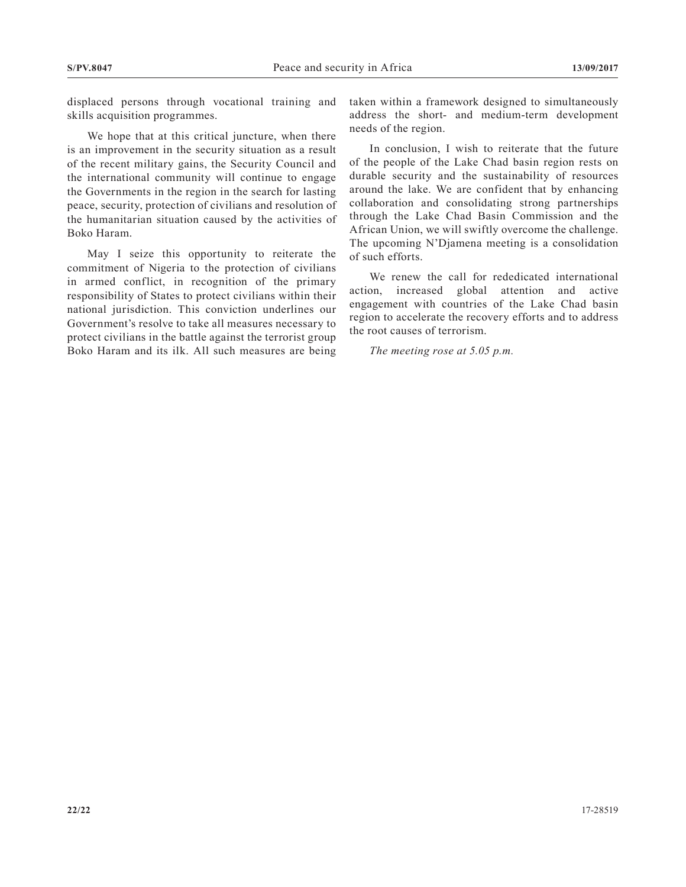displaced persons through vocational training and skills acquisition programmes.

We hope that at this critical juncture, when there is an improvement in the security situation as a result of the recent military gains, the Security Council and the international community will continue to engage the Governments in the region in the search for lasting peace, security, protection of civilians and resolution of the humanitarian situation caused by the activities of Boko Haram.

May I seize this opportunity to reiterate the commitment of Nigeria to the protection of civilians in armed conflict, in recognition of the primary responsibility of States to protect civilians within their national jurisdiction. This conviction underlines our Government's resolve to take all measures necessary to protect civilians in the battle against the terrorist group Boko Haram and its ilk. All such measures are being taken within a framework designed to simultaneously address the short- and medium-term development needs of the region.

In conclusion, I wish to reiterate that the future of the people of the Lake Chad basin region rests on durable security and the sustainability of resources around the lake. We are confident that by enhancing collaboration and consolidating strong partnerships through the Lake Chad Basin Commission and the African Union, we will swiftly overcome the challenge. The upcoming N'Djamena meeting is a consolidation of such efforts.

We renew the call for rededicated international action, increased global attention and active engagement with countries of the Lake Chad basin region to accelerate the recovery efforts and to address the root causes of terrorism.

*The meeting rose at 5.05 p.m.*